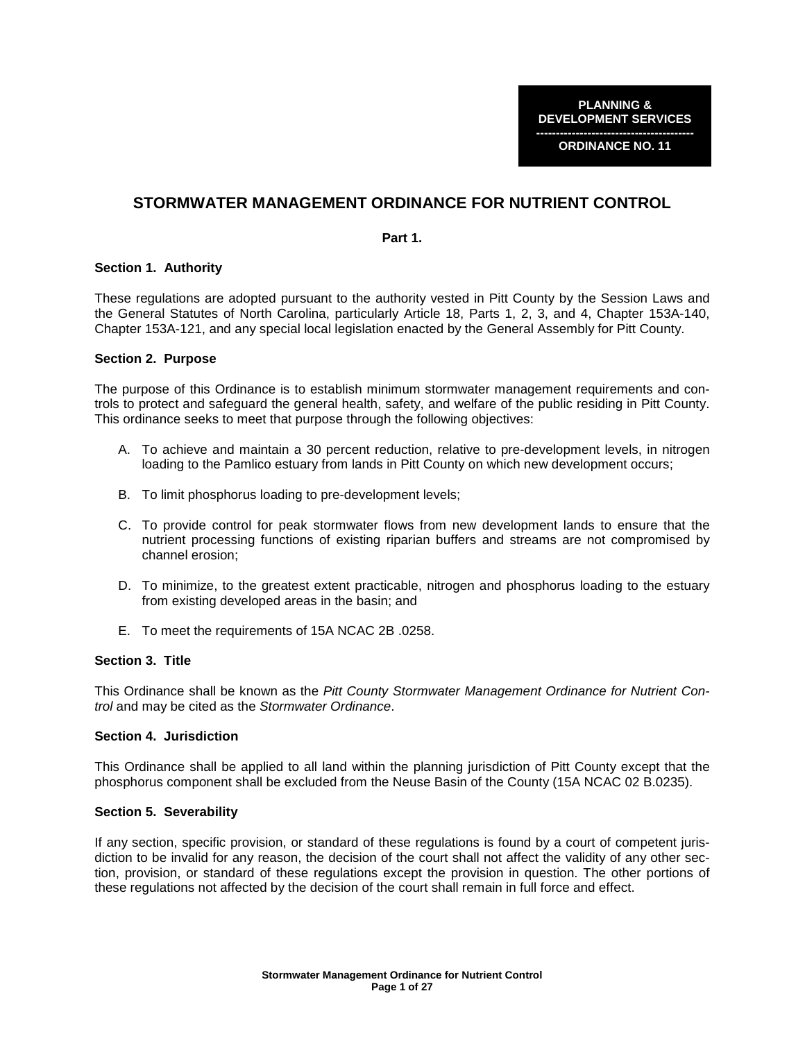**PLANNING & DEVELOPMENT SERVICES**

**ORDINANCE NO. 11**

# STORMWATER MANAGEMENT ORDINANCE FOR NUTRIENT CONTROL

**Part 1.**

### Section 1. Authority

These regulations are adopted pursuant to the authority vested in Pitt County by the Session Laws and the General Statutes of North Carolina, particularly Article 18, Parts 1, 2, 3, and 4, Chapter 153A-140, Chapter 153A-121, and any special local legislation enacted by the General Assembly for Pitt County.

### Section 2. Purpose

The purpose of this Ordinance is to establish minimum stormwater management requirements and controls to protect and safeguard the general health, safety, and welfare of the public residing in Pitt County. This ordinance seeks to meet that purpose through the following objectives:

A. To achieve and maintain a 30 percent reduction, relative to pre-development levels, in nitrogen loading to the Pamlico estuary from lands in Pitt County on which new development occurs;

B. To limit phosphorus loading to pre-development levels;

C. To provide control for peak stormwater flows from new development lands to ensure that the nutrient processing functions of existing riparian buffers and streams are not compromised by channel erosion;

D. To minimize, to the greatest extent practicable, nitrogen and phosphorus loading to the estuary from existing developed areas in the basin; and

E. To meet the requirements of 15A NCAC 2B .0258.

### Section 3. Title

This Ordinance shall be known as the *Pitt County Stormwater Management Ordinance for Nutrient Control* and may be cited as the *Stormwater Ordinance*.

### Section 4. Jurisdiction

This Ordinance shall be applied to all land within the planning jurisdiction of Pitt County except that the phosphorus component shall be excluded from the Neuse Basin of the County (15A NCAC 02 B.0235).

### Section 5. Severability

If any section, specific provision, or standard of these regulations is found by a court of competent jurisdiction to be invalid for any reason, the decision of the court shall not affect the validity of any other section, provision, or standard of these regulations except the provision in question. The other portions of these regulations not affected by the decision of the court shall remain in full force and effect.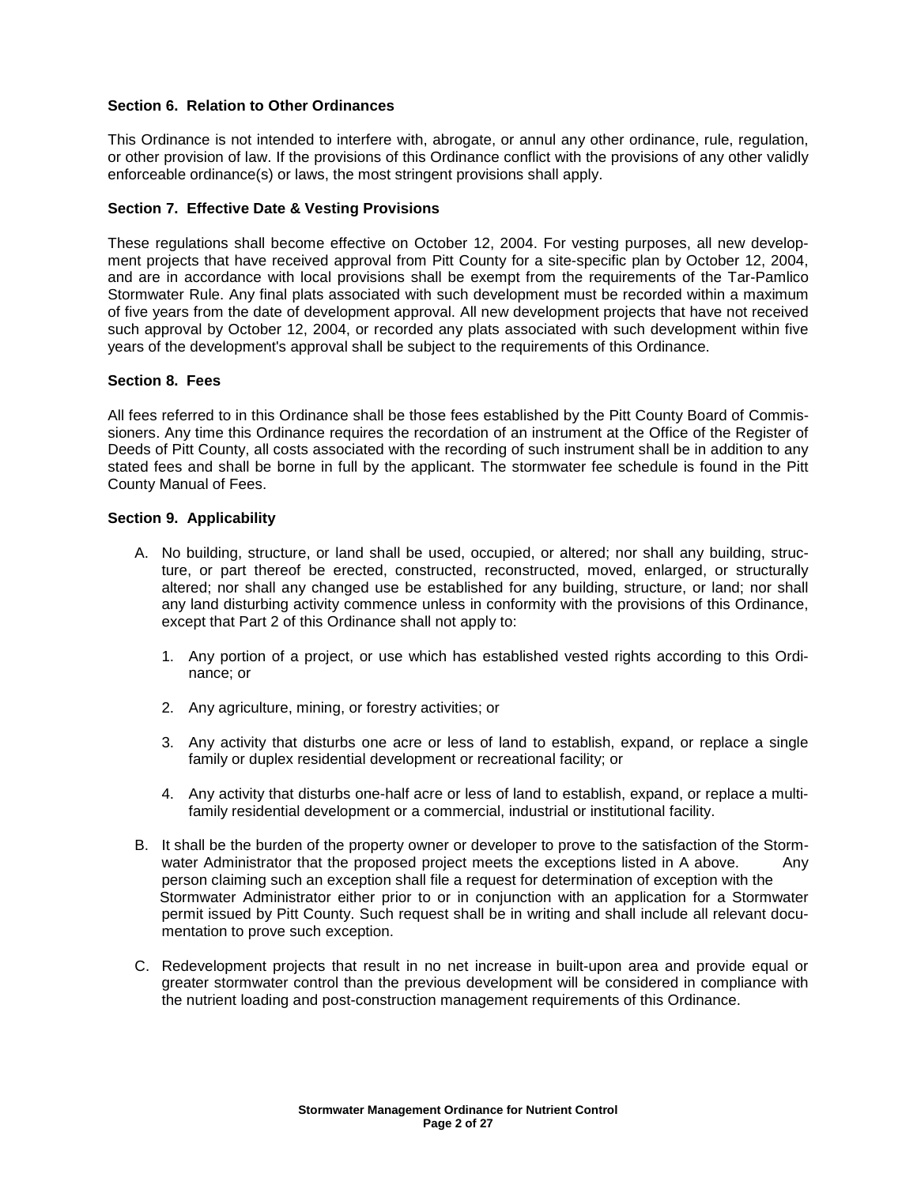### Section 6. Relation to Other Ordinances

This Ordinance is not intended to interfere with, abrogate, or annul any other ordinance, rule, regulation, or other provision of law. If the provisions of this Ordinance conflict with the provisions of any other validly enforceable ordinance(s) or laws, the most stringent provisions shall apply.

### Section 7. Effective Date & Vesting Provisions

These regulations shall become effective on October 12, 2004. For vesting purposes, all new development projects that have received approval from Pitt County for a site-specific plan by October 12, 2004, and are in accordance with local provisions shall be exempt from the requirements of the Tar-Pamlico Stormwater Rule. Any final plats associated with such development must be recorded within a maximum of five years from the date of development approval. All new development projects that have not received such approval by October 12, 2004, or recorded any plats associated with such development within five years of the development's approval shall be subject to the requirements of this Ordinance.

### Section 8. Fees

All fees referred to in this Ordinance shall be those fees established by the Pitt County Board of Commissioners. Any time this Ordinance requires the recordation of an instrument at the Office of the Register of Deeds of Pitt County, all costs associated with the recording of such instrument shall be in addition to any stated fees and shall be borne in full by the applicant. The stormwater fee schedule is found in the Pitt County Manual of Fees.

### Section 9. Applicability

A. No building, structure, or land shall be used, occupied, or altered; nor shall any building, structure, or part thereof be erected, constructed, reconstructed, moved, enlarged, or structurally altered; nor shall any changed use be established for any building, structure, or land; nor shall any land disturbing activity commence unless in conformity with the provisions of this Ordinance, except that Part 2 of this Ordinance shall not apply to:

   1. Any portion of a project, or use which has established vested rights according to this Ordinance; or

   2. Any agriculture, mining, or forestry activities; or

   3. Any activity that disturbs one acre or less of land to establish, expand, or replace a single family or duplex residential development or recreational facility; or

   4. Any activity that disturbs one-half acre or less of land to establish, expand, or replace a multi-family residential development or a commercial, industrial or institutional facility.

B. It shall be the burden of the property owner or developer to prove to the satisfaction of the Stormwater Administrator that the proposed project meets the exceptions listed in A above. Any person claiming such an exception shall file a request for determination of exception with the Stormwater Administrator either prior to or in conjunction with an application for a Stormwater permit issued by Pitt County. Such request shall be in writing and shall include all relevant documentation to prove such exception.

C. Redevelopment projects that result in no net increase in built-upon area and provide equal or greater stormwater control than the previous development will be considered in compliance with the nutrient loading and post-construction management requirements of this Ordinance.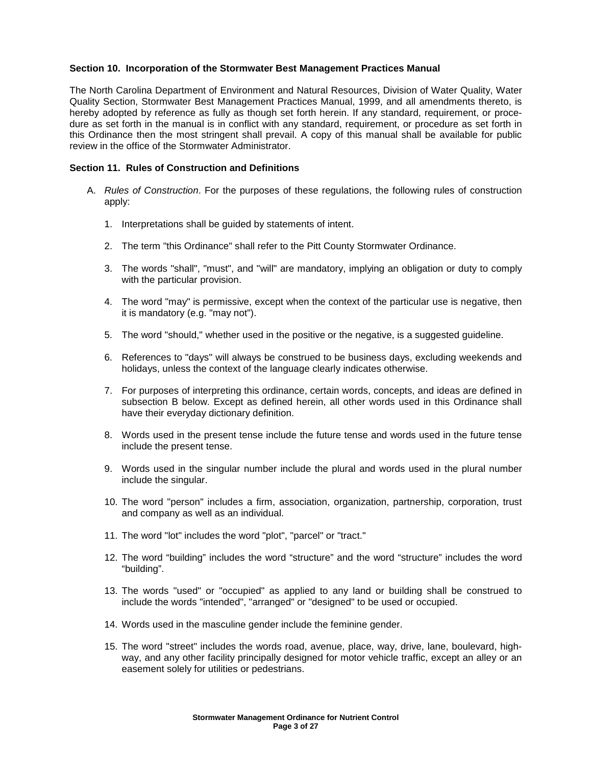## Section 10. Incorporation of the Stormwater Best Management Practices Manual

The North Carolina Department of Environment and Natural Resources, Division of Water Quality, Water Quality Section, Stormwater Best Management Practices Manual, 1999, and all amendments thereto, is hereby adopted by reference as fully as though set forth herein. If any standard, requirement, or procedure as set forth in the manual is in conflict with any standard, requirement, or procedure as set forth in this Ordinance then the most stringent shall prevail. A copy of this manual shall be available for public review in the office of the Stormwater Administrator.

## Section 11. Rules of Construction and Definitions

A. *Rules of Construction*. For the purposes of these regulations, the following rules of construction apply:

1. Interpretations shall be guided by statements of intent.
2. The term "this Ordinance" shall refer to the Pitt County Stormwater Ordinance.
3. The words "shall", "must", and "will" are mandatory, implying an obligation or duty to comply with the particular provision.
4. The word "may" is permissive, except when the context of the particular use is negative, then it is mandatory (e.g. "may not").
5. The word "should," whether used in the positive or the negative, is a suggested guideline.
6. References to "days" will always be construed to be business days, excluding weekends and holidays, unless the context of the language clearly indicates otherwise.
7. For purposes of interpreting this ordinance, certain words, concepts, and ideas are defined in subsection B below. Except as defined herein, all other words used in this Ordinance shall have their everyday dictionary definition.
8. Words used in the present tense include the future tense and words used in the future tense include the present tense.
9. Words used in the singular number include the plural and words used in the plural number include the singular.
10. The word "person" includes a firm, association, organization, partnership, corporation, trust and company as well as an individual.
11. The word "lot" includes the word "plot", "parcel" or "tract."
12. The word “building” includes the word “structure” and the word “structure” includes the word “building”.
13. The words "used" or "occupied" as applied to any land or building shall be construed to include the words "intended", "arranged" or "designed" to be used or occupied.
14. Words used in the masculine gender include the feminine gender.
15. The word "street" includes the words road, avenue, place, way, drive, lane, boulevard, highway, and any other facility principally designed for motor vehicle traffic, except an alley or an easement solely for utilities or pedestrians.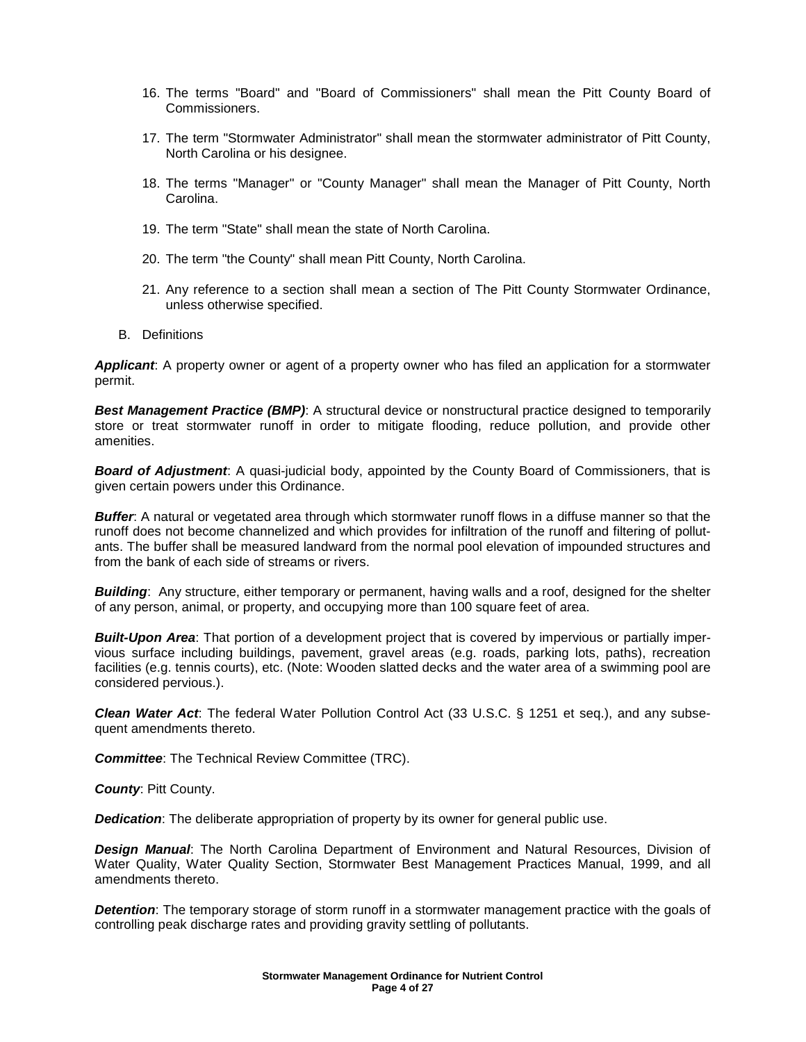16. The terms "Board" and "Board of Commissioners" shall mean the Pitt County Board of Commissioners.

17. The term "Stormwater Administrator" shall mean the stormwater administrator of Pitt County, North Carolina or his designee.

18. The terms "Manager" or "County Manager" shall mean the Manager of Pitt County, North Carolina.

19. The term "State" shall mean the state of North Carolina.

20. The term "the County" shall mean Pitt County, North Carolina.

21. Any reference to a section shall mean a section of The Pitt County Stormwater Ordinance, unless otherwise specified.

B. Definitions

***Applicant***: A property owner or agent of a property owner who has filed an application for a stormwater permit.

***Best Management Practice (BMP)***: A structural device or nonstructural practice designed to temporarily store or treat stormwater runoff in order to mitigate flooding, reduce pollution, and provide other amenities.

***Board of Adjustment***: A quasi-judicial body, appointed by the County Board of Commissioners, that is given certain powers under this Ordinance.

***Buffer***: A natural or vegetated area through which stormwater runoff flows in a diffuse manner so that the runoff does not become channelized and which provides for infiltration of the runoff and filtering of pollutants. The buffer shall be measured landward from the normal pool elevation of impounded structures and from the bank of each side of streams or rivers.

***Building***: Any structure, either temporary or permanent, having walls and a roof, designed for the shelter of any person, animal, or property, and occupying more than 100 square feet of area.

***Built-Upon Area***: That portion of a development project that is covered by impervious or partially impervious surface including buildings, pavement, gravel areas (e.g. roads, parking lots, paths), recreation facilities (e.g. tennis courts), etc. (Note: Wooden slatted decks and the water area of a swimming pool are considered pervious.).

***Clean Water Act***: The federal Water Pollution Control Act (33 U.S.C. § 1251 et seq.), and any subsequent amendments thereto.

***Committee***: The Technical Review Committee (TRC).

***County***: Pitt County.

***Dedication***: The deliberate appropriation of property by its owner for general public use.

***Design Manual***: The North Carolina Department of Environment and Natural Resources, Division of Water Quality, Water Quality Section, Stormwater Best Management Practices Manual, 1999, and all amendments thereto.

***Detention***: The temporary storage of storm runoff in a stormwater management practice with the goals of controlling peak discharge rates and providing gravity settling of pollutants.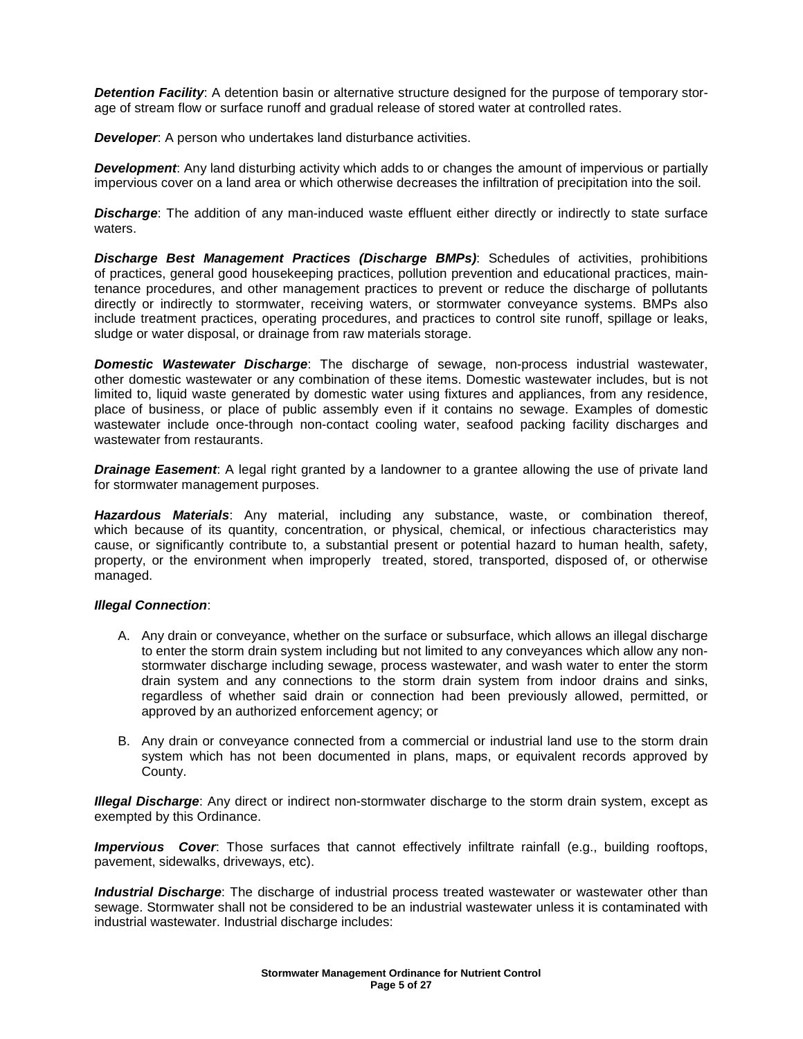***Detention Facility***: A detention basin or alternative structure designed for the purpose of temporary storage of stream flow or surface runoff and gradual release of stored water at controlled rates.

***Developer***: A person who undertakes land disturbance activities.

***Development***: Any land disturbing activity which adds to or changes the amount of impervious or partially impervious cover on a land area or which otherwise decreases the infiltration of precipitation into the soil.

***Discharge***: The addition of any man-induced waste effluent either directly or indirectly to state surface waters.

***Discharge Best Management Practices (Discharge BMPs)***: Schedules of activities, prohibitions of practices, general good housekeeping practices, pollution prevention and educational practices, maintenance procedures, and other management practices to prevent or reduce the discharge of pollutants directly or indirectly to stormwater, receiving waters, or stormwater conveyance systems. BMPs also include treatment practices, operating procedures, and practices to control site runoff, spillage or leaks, sludge or water disposal, or drainage from raw materials storage.

***Domestic Wastewater Discharge***: The discharge of sewage, non-process industrial wastewater, other domestic wastewater or any combination of these items. Domestic wastewater includes, but is not limited to, liquid waste generated by domestic water using fixtures and appliances, from any residence, place of business, or place of public assembly even if it contains no sewage. Examples of domestic wastewater include once-through non-contact cooling water, seafood packing facility discharges and wastewater from restaurants.

***Drainage Easement***: A legal right granted by a landowner to a grantee allowing the use of private land for stormwater management purposes.

***Hazardous Materials***: Any material, including any substance, waste, or combination thereof, which because of its quantity, concentration, or physical, chemical, or infectious characteristics may cause, or significantly contribute to, a substantial present or potential hazard to human health, safety, property, or the environment when improperly treated, stored, transported, disposed of, or otherwise managed.

***Illegal Connection***:

A. Any drain or conveyance, whether on the surface or subsurface, which allows an illegal discharge to enter the storm drain system including but not limited to any conveyances which allow any non-stormwater discharge including sewage, process wastewater, and wash water to enter the storm drain system and any connections to the storm drain system from indoor drains and sinks, regardless of whether said drain or connection had been previously allowed, permitted, or approved by an authorized enforcement agency; or

B. Any drain or conveyance connected from a commercial or industrial land use to the storm drain system which has not been documented in plans, maps, or equivalent records approved by County.

***Illegal Discharge***: Any direct or indirect non-stormwater discharge to the storm drain system, except as exempted by this Ordinance.

***Impervious Cover***: Those surfaces that cannot effectively infiltrate rainfall (e.g., building rooftops, pavement, sidewalks, driveways, etc).

***Industrial Discharge***: The discharge of industrial process treated wastewater or wastewater other than sewage. Stormwater shall not be considered to be an industrial wastewater unless it is contaminated with industrial wastewater. Industrial discharge includes: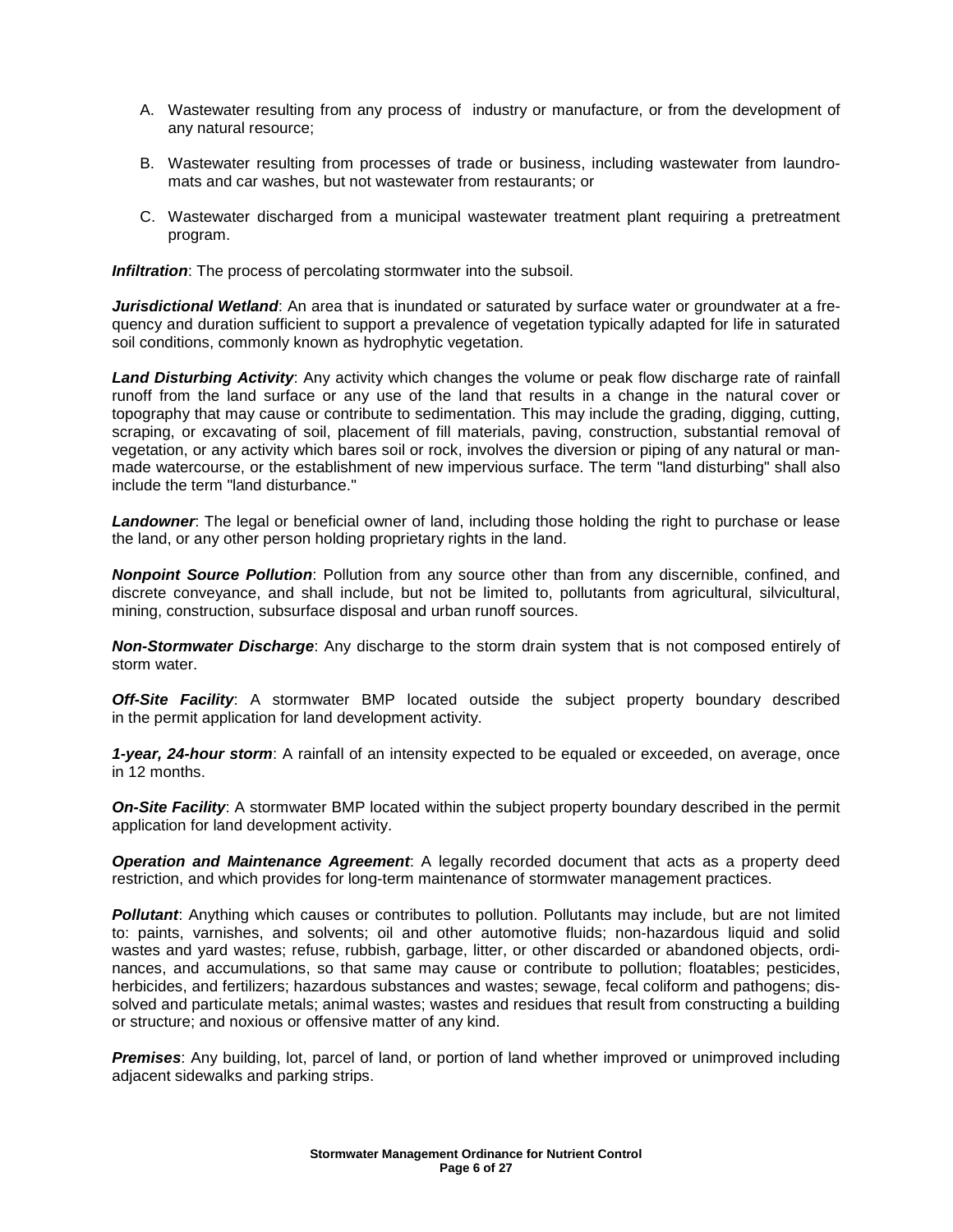A. Wastewater resulting from any process of industry or manufacture, or from the development of any natural resource;

B. Wastewater resulting from processes of trade or business, including wastewater from laundromats and car washes, but not wastewater from restaurants; or

C. Wastewater discharged from a municipal wastewater treatment plant requiring a pretreatment program.

***Infiltration***: The process of percolating stormwater into the subsoil.

***Jurisdictional Wetland***: An area that is inundated or saturated by surface water or groundwater at a frequency and duration sufficient to support a prevalence of vegetation typically adapted for life in saturated soil conditions, commonly known as hydrophytic vegetation.

***Land Disturbing Activity***: Any activity which changes the volume or peak flow discharge rate of rainfall runoff from the land surface or any use of the land that results in a change in the natural cover or topography that may cause or contribute to sedimentation. This may include the grading, digging, cutting, scraping, or excavating of soil, placement of fill materials, paving, construction, substantial removal of vegetation, or any activity which bares soil or rock, involves the diversion or piping of any natural or man-made watercourse, or the establishment of new impervious surface. The term "land disturbing" shall also include the term "land disturbance."

***Landowner***: The legal or beneficial owner of land, including those holding the right to purchase or lease the land, or any other person holding proprietary rights in the land.

***Nonpoint Source Pollution***: Pollution from any source other than from any discernible, confined, and discrete conveyance, and shall include, but not be limited to, pollutants from agricultural, silvicultural, mining, construction, subsurface disposal and urban runoff sources.

***Non-Stormwater Discharge***: Any discharge to the storm drain system that is not composed entirely of storm water.

***Off-Site Facility***: A stormwater BMP located outside the subject property boundary described in the permit application for land development activity.

***1-year, 24-hour storm***: A rainfall of an intensity expected to be equaled or exceeded, on average, once in 12 months.

***On-Site Facility***: A stormwater BMP located within the subject property boundary described in the permit application for land development activity.

***Operation and Maintenance Agreement***: A legally recorded document that acts as a property deed restriction, and which provides for long-term maintenance of stormwater management practices.

***Pollutant***: Anything which causes or contributes to pollution. Pollutants may include, but are not limited to: paints, varnishes, and solvents; oil and other automotive fluids; non-hazardous liquid and solid wastes and yard wastes; refuse, rubbish, garbage, litter, or other discarded or abandoned objects, ordinances, and accumulations, so that same may cause or contribute to pollution; floatables; pesticides, herbicides, and fertilizers; hazardous substances and wastes; sewage, fecal coliform and pathogens; dissolved and particulate metals; animal wastes; wastes and residues that result from constructing a building or structure; and noxious or offensive matter of any kind.

***Premises***: Any building, lot, parcel of land, or portion of land whether improved or unimproved including adjacent sidewalks and parking strips.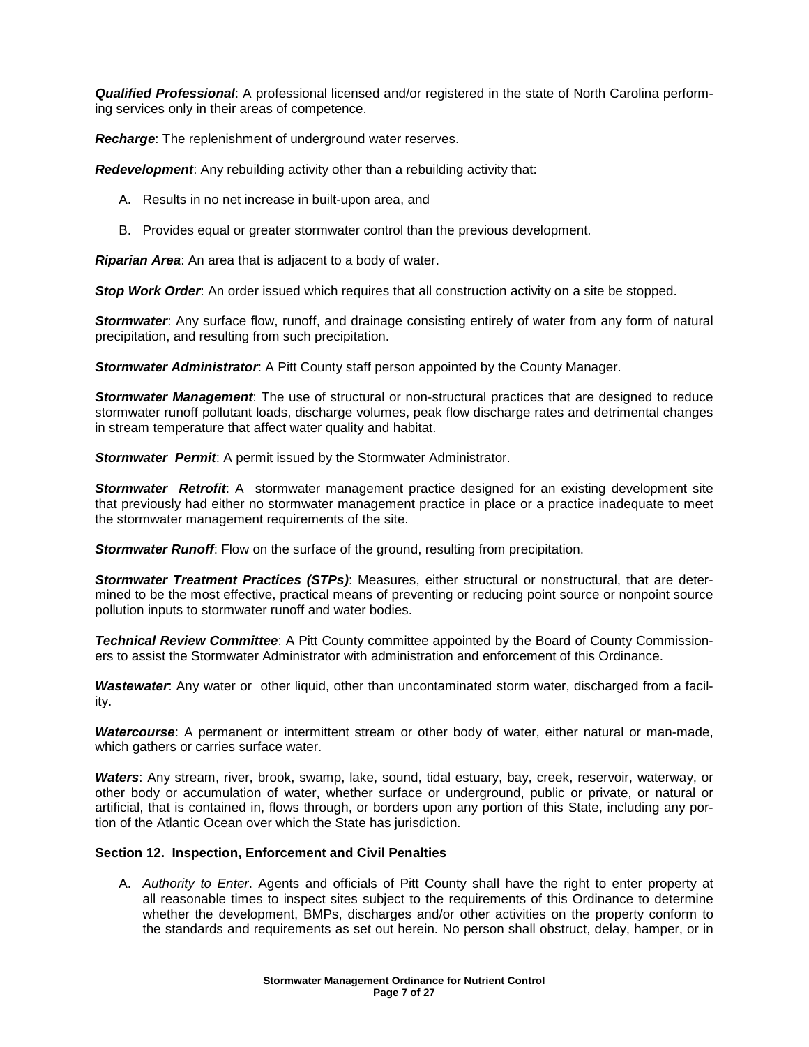***Qualified Professional***: A professional licensed and/or registered in the state of North Carolina performing services only in their areas of competence.

***Recharge***: The replenishment of underground water reserves.

***Redevelopment***: Any rebuilding activity other than a rebuilding activity that:

A. Results in no net increase in built-upon area, and

B. Provides equal or greater stormwater control than the previous development.

***Riparian Area***: An area that is adjacent to a body of water.

***Stop Work Order***: An order issued which requires that all construction activity on a site be stopped.

***Stormwater***: Any surface flow, runoff, and drainage consisting entirely of water from any form of natural precipitation, and resulting from such precipitation.

***Stormwater Administrator***: A Pitt County staff person appointed by the County Manager.

***Stormwater Management***: The use of structural or non-structural practices that are designed to reduce stormwater runoff pollutant loads, discharge volumes, peak flow discharge rates and detrimental changes in stream temperature that affect water quality and habitat.

***Stormwater Permit***: A permit issued by the Stormwater Administrator.

***Stormwater Retrofit***: A stormwater management practice designed for an existing development site that previously had either no stormwater management practice in place or a practice inadequate to meet the stormwater management requirements of the site.

***Stormwater Runoff***: Flow on the surface of the ground, resulting from precipitation.

***Stormwater Treatment Practices (STPs)***: Measures, either structural or nonstructural, that are determined to be the most effective, practical means of preventing or reducing point source or nonpoint source pollution inputs to stormwater runoff and water bodies.

***Technical Review Committee***: A Pitt County committee appointed by the Board of County Commissioners to assist the Stormwater Administrator with administration and enforcement of this Ordinance.

***Wastewater***: Any water or other liquid, other than uncontaminated storm water, discharged from a facility.

***Watercourse***: A permanent or intermittent stream or other body of water, either natural or man-made, which gathers or carries surface water.

***Waters***: Any stream, river, brook, swamp, lake, sound, tidal estuary, bay, creek, reservoir, waterway, or other body or accumulation of water, whether surface or underground, public or private, or natural or artificial, that is contained in, flows through, or borders upon any portion of this State, including any portion of the Atlantic Ocean over which the State has jurisdiction.

**Section 12. Inspection, Enforcement and Civil Penalties**

A. *Authority to Enter*. Agents and officials of Pitt County shall have the right to enter property at all reasonable times to inspect sites subject to the requirements of this Ordinance to determine whether the development, BMPs, discharges and/or other activities on the property conform to the standards and requirements as set out herein. No person shall obstruct, delay, hamper, or in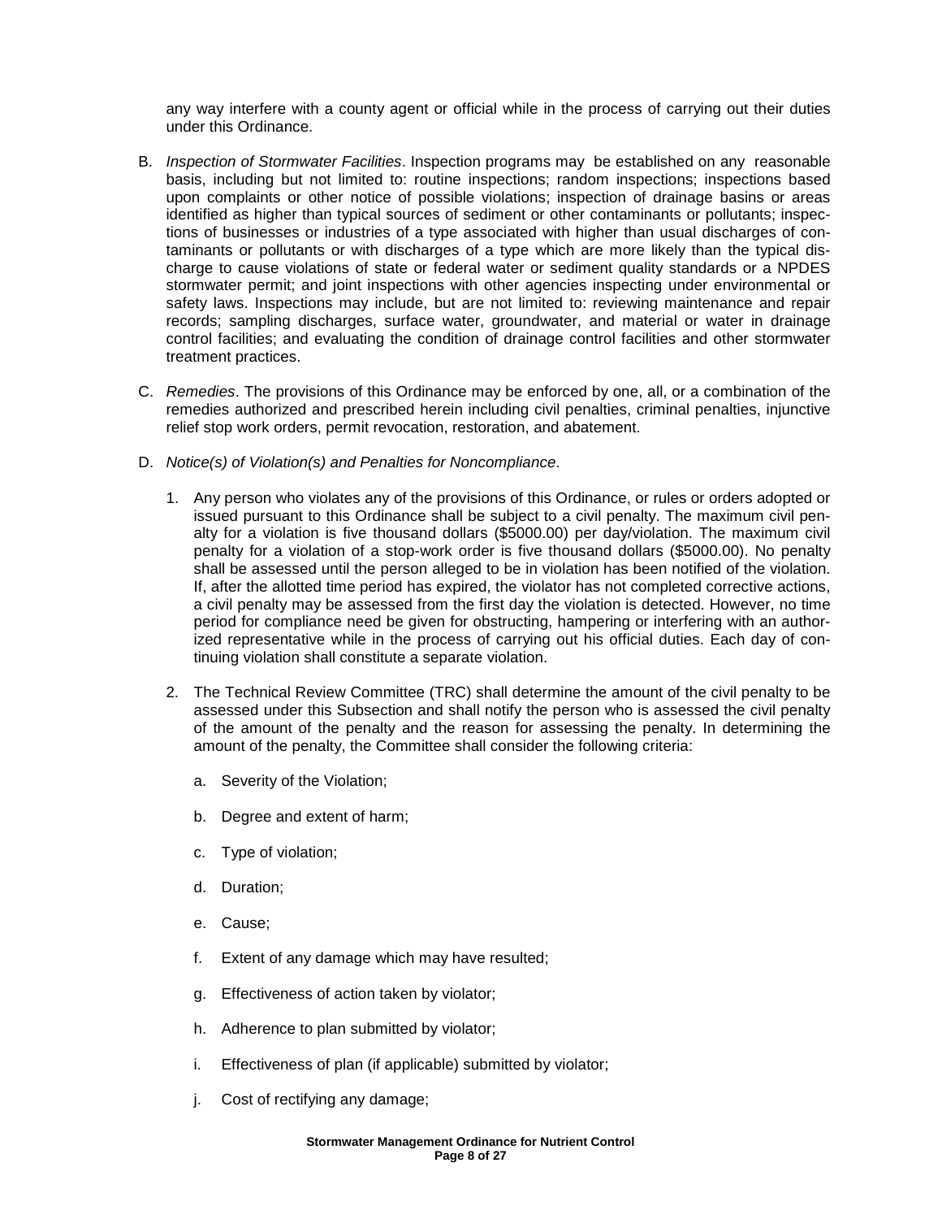any way interfere with a county agent or official while in the process of carrying out their duties under this Ordinance.

B. *Inspection of Stormwater Facilities*. Inspection programs may be established on any reasonable basis, including but not limited to: routine inspections; random inspections; inspections based upon complaints or other notice of possible violations; inspection of drainage basins or areas identified as higher than typical sources of sediment or other contaminants or pollutants; inspections of businesses or industries of a type associated with higher than usual discharges of contaminants or pollutants or with discharges of a type which are more likely than the typical discharge to cause violations of state or federal water or sediment quality standards or a NPDES stormwater permit; and joint inspections with other agencies inspecting under environmental or safety laws. Inspections may include, but are not limited to: reviewing maintenance and repair records; sampling discharges, surface water, groundwater, and material or water in drainage control facilities; and evaluating the condition of drainage control facilities and other stormwater treatment practices.

C. *Remedies*. The provisions of this Ordinance may be enforced by one, all, or a combination of the remedies authorized and prescribed herein including civil penalties, criminal penalties, injunctive relief stop work orders, permit revocation, restoration, and abatement.

D. *Notice(s) of Violation(s) and Penalties for Noncompliance*.

   1. Any person who violates any of the provisions of this Ordinance, or rules or orders adopted or issued pursuant to this Ordinance shall be subject to a civil penalty. The maximum civil penalty for a violation is five thousand dollars ($5000.00) per day/violation. The maximum civil penalty for a violation of a stop-work order is five thousand dollars ($5000.00). No penalty shall be assessed until the person alleged to be in violation has been notified of the violation. If, after the allotted time period has expired, the violator has not completed corrective actions, a civil penalty may be assessed from the first day the violation is detected. However, no time period for compliance need be given for obstructing, hampering or interfering with an authorized representative while in the process of carrying out his official duties. Each day of continuing violation shall constitute a separate violation.

   2. The Technical Review Committee (TRC) shall determine the amount of the civil penalty to be assessed under this Subsection and shall notify the person who is assessed the civil penalty of the amount of the penalty and the reason for assessing the penalty. In determining the amount of the penalty, the Committee shall consider the following criteria:

      a. Severity of the Violation;

      b. Degree and extent of harm;

      c. Type of violation;

      d. Duration;

      e. Cause;

      f. Extent of any damage which may have resulted;

      g. Effectiveness of action taken by violator;

      h. Adherence to plan submitted by violator;

      i. Effectiveness of plan (if applicable) submitted by violator;

      j. Cost of rectifying any damage;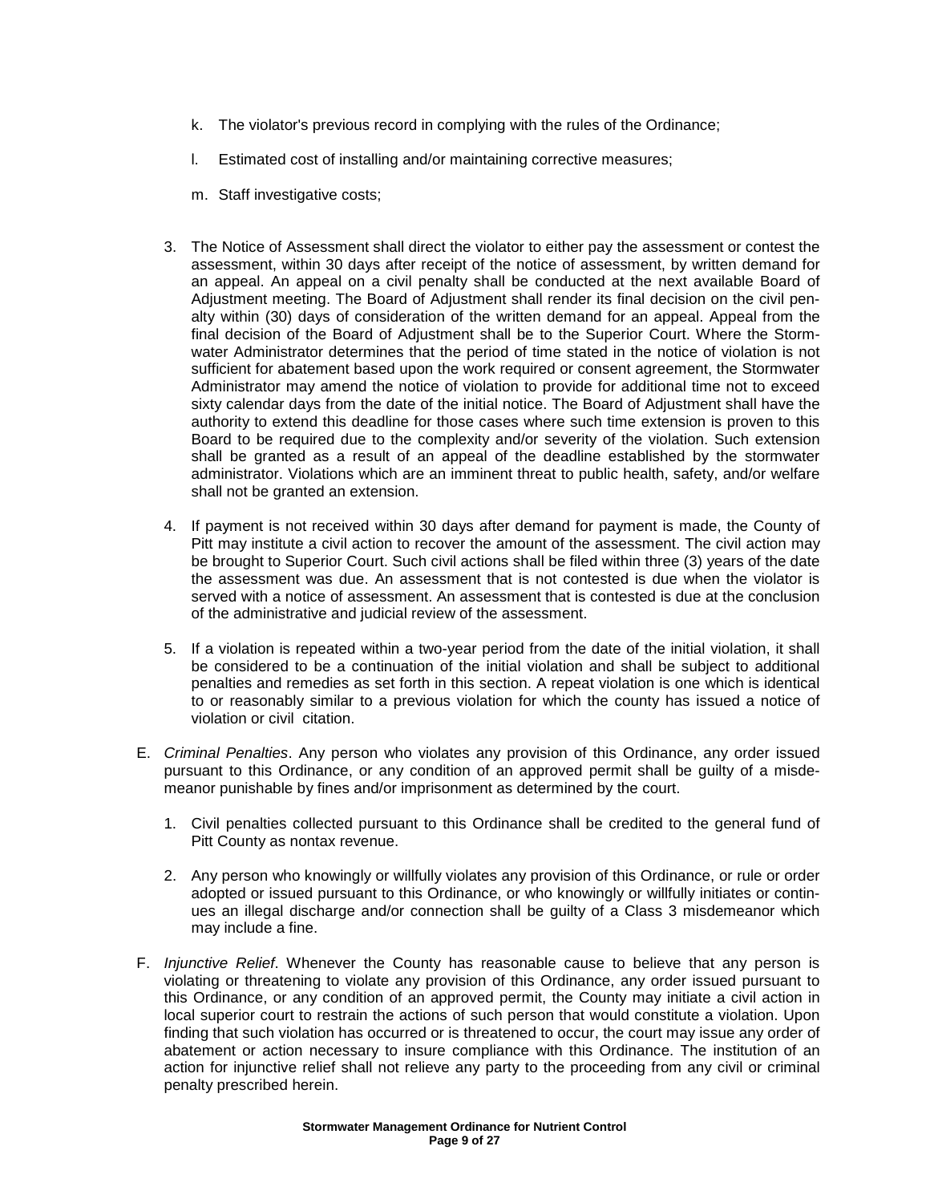k. The violator's previous record in complying with the rules of the Ordinance;

l. Estimated cost of installing and/or maintaining corrective measures;

m. Staff investigative costs;

3. The Notice of Assessment shall direct the violator to either pay the assessment or contest the assessment, within 30 days after receipt of the notice of assessment, by written demand for an appeal. An appeal on a civil penalty shall be conducted at the next available Board of Adjustment meeting. The Board of Adjustment shall render its final decision on the civil penalty within (30) days of consideration of the written demand for an appeal. Appeal from the final decision of the Board of Adjustment shall be to the Superior Court. Where the Stormwater Administrator determines that the period of time stated in the notice of violation is not sufficient for abatement based upon the work required or consent agreement, the Stormwater Administrator may amend the notice of violation to provide for additional time not to exceed sixty calendar days from the date of the initial notice. The Board of Adjustment shall have the authority to extend this deadline for those cases where such time extension is proven to this Board to be required due to the complexity and/or severity of the violation. Such extension shall be granted as a result of an appeal of the deadline established by the stormwater administrator. Violations which are an imminent threat to public health, safety, and/or welfare shall not be granted an extension.

4. If payment is not received within 30 days after demand for payment is made, the County of Pitt may institute a civil action to recover the amount of the assessment. The civil action may be brought to Superior Court. Such civil actions shall be filed within three (3) years of the date the assessment was due. An assessment that is not contested is due when the violator is served with a notice of assessment. An assessment that is contested is due at the conclusion of the administrative and judicial review of the assessment.

5. If a violation is repeated within a two-year period from the date of the initial violation, it shall be considered to be a continuation of the initial violation and shall be subject to additional penalties and remedies as set forth in this section. A repeat violation is one which is identical to or reasonably similar to a previous violation for which the county has issued a notice of violation or civil citation.

E. *Criminal Penalties*. Any person who violates any provision of this Ordinance, any order issued pursuant to this Ordinance, or any condition of an approved permit shall be guilty of a misdemeanor punishable by fines and/or imprisonment as determined by the court.

   1. Civil penalties collected pursuant to this Ordinance shall be credited to the general fund of Pitt County as nontax revenue.

   2. Any person who knowingly or willfully violates any provision of this Ordinance, or rule or order adopted or issued pursuant to this Ordinance, or who knowingly or willfully initiates or continues an illegal discharge and/or connection shall be guilty of a Class 3 misdemeanor which may include a fine.

F. *Injunctive Relief*. Whenever the County has reasonable cause to believe that any person is violating or threatening to violate any provision of this Ordinance, any order issued pursuant to this Ordinance, or any condition of an approved permit, the County may initiate a civil action in local superior court to restrain the actions of such person that would constitute a violation. Upon finding that such violation has occurred or is threatened to occur, the court may issue any order of abatement or action necessary to insure compliance with this Ordinance. The institution of an action for injunctive relief shall not relieve any party to the proceeding from any civil or criminal penalty prescribed herein.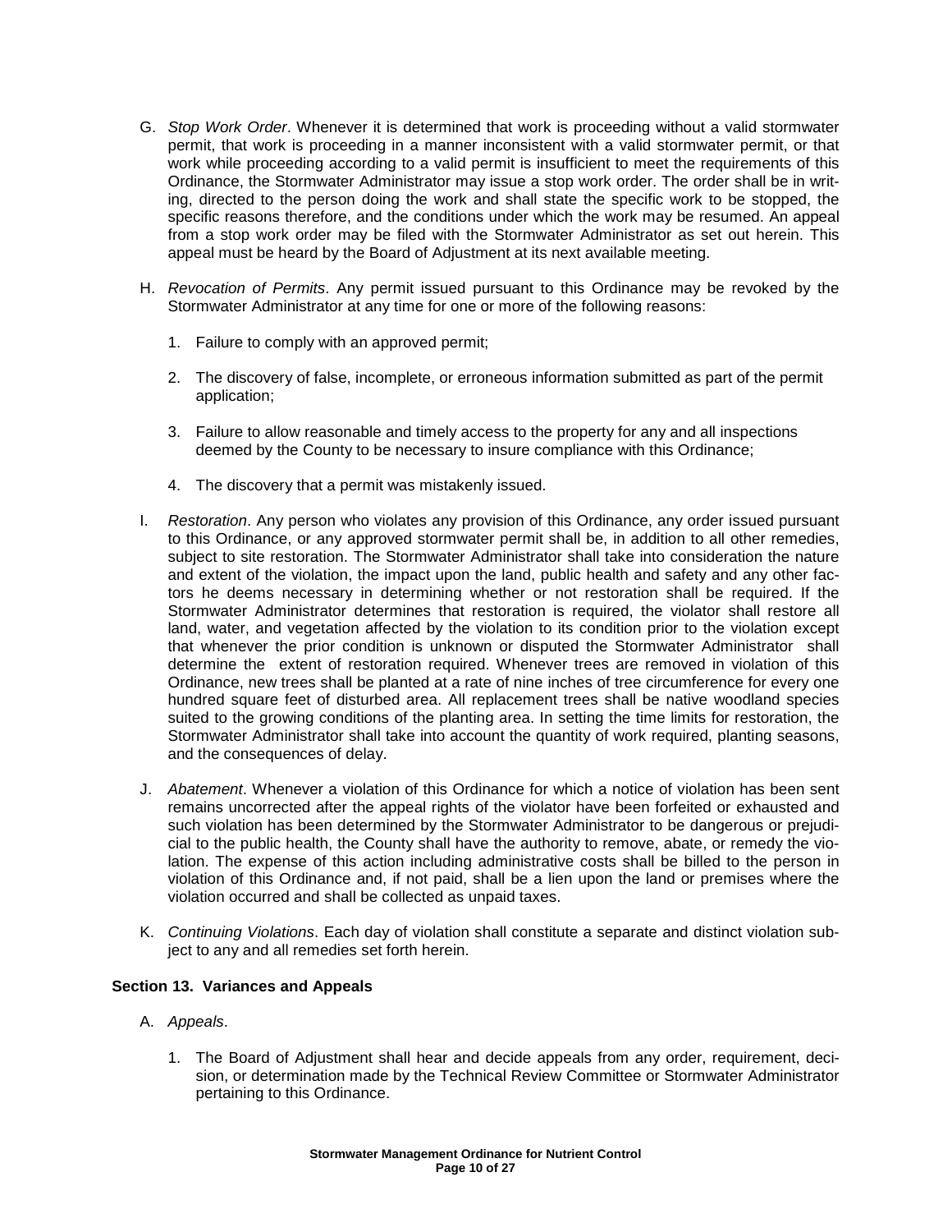G. *Stop Work Order*. Whenever it is determined that work is proceeding without a valid stormwater permit, that work is proceeding in a manner inconsistent with a valid stormwater permit, or that work while proceeding according to a valid permit is insufficient to meet the requirements of this Ordinance, the Stormwater Administrator may issue a stop work order. The order shall be in writing, directed to the person doing the work and shall state the specific work to be stopped, the specific reasons therefore, and the conditions under which the work may be resumed. An appeal from a stop work order may be filed with the Stormwater Administrator as set out herein. This appeal must be heard by the Board of Adjustment at its next available meeting.

H. *Revocation of Permits*. Any permit issued pursuant to this Ordinance may be revoked by the Stormwater Administrator at any time for one or more of the following reasons:

   1. Failure to comply with an approved permit;

   2. The discovery of false, incomplete, or erroneous information submitted as part of the permit application;

   3. Failure to allow reasonable and timely access to the property for any and all inspections deemed by the County to be necessary to insure compliance with this Ordinance;

   4. The discovery that a permit was mistakenly issued.

I. *Restoration*. Any person who violates any provision of this Ordinance, any order issued pursuant to this Ordinance, or any approved stormwater permit shall be, in addition to all other remedies, subject to site restoration. The Stormwater Administrator shall take into consideration the nature and extent of the violation, the impact upon the land, public health and safety and any other factors he deems necessary in determining whether or not restoration shall be required. If the Stormwater Administrator determines that restoration is required, the violator shall restore all land, water, and vegetation affected by the violation to its condition prior to the violation except that whenever the prior condition is unknown or disputed the Stormwater Administrator shall determine the extent of restoration required. Whenever trees are removed in violation of this Ordinance, new trees shall be planted at a rate of nine inches of tree circumference for every one hundred square feet of disturbed area. All replacement trees shall be native woodland species suited to the growing conditions of the planting area. In setting the time limits for restoration, the Stormwater Administrator shall take into account the quantity of work required, planting seasons, and the consequences of delay.

J. *Abatement*. Whenever a violation of this Ordinance for which a notice of violation has been sent remains uncorrected after the appeal rights of the violator have been forfeited or exhausted and such violation has been determined by the Stormwater Administrator to be dangerous or prejudicial to the public health, the County shall have the authority to remove, abate, or remedy the violation. The expense of this action including administrative costs shall be billed to the person in violation of this Ordinance and, if not paid, shall be a lien upon the land or premises where the violation occurred and shall be collected as unpaid taxes.

K. *Continuing Violations*. Each day of violation shall constitute a separate and distinct violation subject to any and all remedies set forth herein.

**Section 13. Variances and Appeals**

A. *Appeals*.

   1. The Board of Adjustment shall hear and decide appeals from any order, requirement, decision, or determination made by the Technical Review Committee or Stormwater Administrator pertaining to this Ordinance.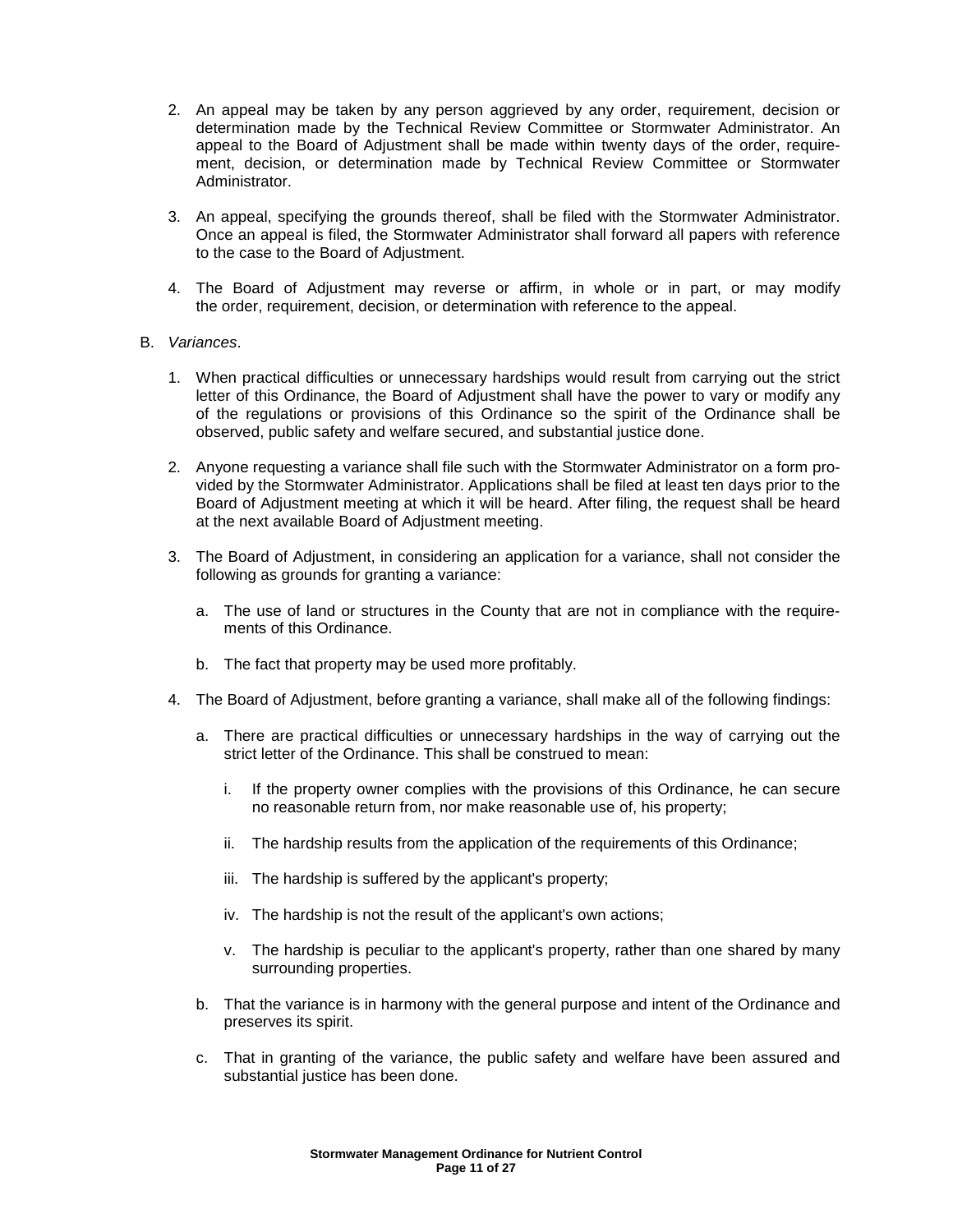2. An appeal may be taken by any person aggrieved by any order, requirement, decision or determination made by the Technical Review Committee or Stormwater Administrator. An appeal to the Board of Adjustment shall be made within twenty days of the order, requirement, decision, or determination made by Technical Review Committee or Stormwater Administrator.

3. An appeal, specifying the grounds thereof, shall be filed with the Stormwater Administrator. Once an appeal is filed, the Stormwater Administrator shall forward all papers with reference to the case to the Board of Adjustment.

4. The Board of Adjustment may reverse or affirm, in whole or in part, or may modify the order, requirement, decision, or determination with reference to the appeal.

B. *Variances*.

1. When practical difficulties or unnecessary hardships would result from carrying out the strict letter of this Ordinance, the Board of Adjustment shall have the power to vary or modify any of the regulations or provisions of this Ordinance so the spirit of the Ordinance shall be observed, public safety and welfare secured, and substantial justice done.

2. Anyone requesting a variance shall file such with the Stormwater Administrator on a form provided by the Stormwater Administrator. Applications shall be filed at least ten days prior to the Board of Adjustment meeting at which it will be heard. After filing, the request shall be heard at the next available Board of Adjustment meeting.

3. The Board of Adjustment, in considering an application for a variance, shall not consider the following as grounds for granting a variance:

   a. The use of land or structures in the County that are not in compliance with the requirements of this Ordinance.

   b. The fact that property may be used more profitably.

4. The Board of Adjustment, before granting a variance, shall make all of the following findings:

   a. There are practical difficulties or unnecessary hardships in the way of carrying out the strict letter of the Ordinance. This shall be construed to mean:

      i. If the property owner complies with the provisions of this Ordinance, he can secure no reasonable return from, nor make reasonable use of, his property;

      ii. The hardship results from the application of the requirements of this Ordinance;

      iii. The hardship is suffered by the applicant's property;

      iv. The hardship is not the result of the applicant's own actions;

      v. The hardship is peculiar to the applicant's property, rather than one shared by many surrounding properties.

   b. That the variance is in harmony with the general purpose and intent of the Ordinance and preserves its spirit.

   c. That in granting of the variance, the public safety and welfare have been assured and substantial justice has been done.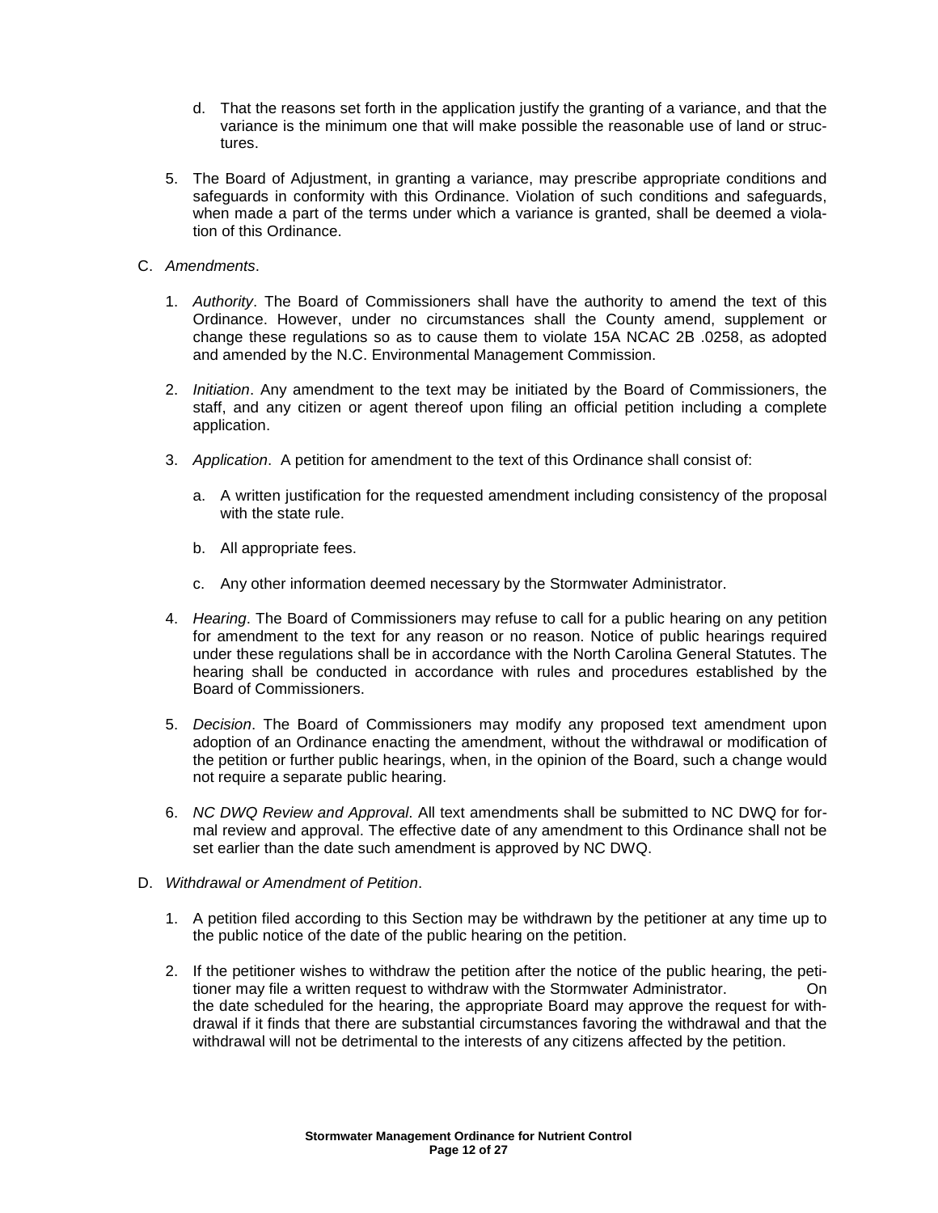d. That the reasons set forth in the application justify the granting of a variance, and that the variance is the minimum one that will make possible the reasonable use of land or structures.

5. The Board of Adjustment, in granting a variance, may prescribe appropriate conditions and safeguards in conformity with this Ordinance. Violation of such conditions and safeguards, when made a part of the terms under which a variance is granted, shall be deemed a violation of this Ordinance.

C. *Amendments*.

1. *Authority*. The Board of Commissioners shall have the authority to amend the text of this Ordinance. However, under no circumstances shall the County amend, supplement or change these regulations so as to cause them to violate 15A NCAC 2B .0258, as adopted and amended by the N.C. Environmental Management Commission.

2. *Initiation*. Any amendment to the text may be initiated by the Board of Commissioners, the staff, and any citizen or agent thereof upon filing an official petition including a complete application.

3. *Application*. A petition for amendment to the text of this Ordinance shall consist of:

   a. A written justification for the requested amendment including consistency of the proposal with the state rule.

   b. All appropriate fees.

   c. Any other information deemed necessary by the Stormwater Administrator.

4. *Hearing*. The Board of Commissioners may refuse to call for a public hearing on any petition for amendment to the text for any reason or no reason. Notice of public hearings required under these regulations shall be in accordance with the North Carolina General Statutes. The hearing shall be conducted in accordance with rules and procedures established by the Board of Commissioners.

5. *Decision*. The Board of Commissioners may modify any proposed text amendment upon adoption of an Ordinance enacting the amendment, without the withdrawal or modification of the petition or further public hearings, when, in the opinion of the Board, such a change would not require a separate public hearing.

6. *NC DWQ Review and Approval*. All text amendments shall be submitted to NC DWQ for formal review and approval. The effective date of any amendment to this Ordinance shall not be set earlier than the date such amendment is approved by NC DWQ.

D. *Withdrawal or Amendment of Petition*.

1. A petition filed according to this Section may be withdrawn by the petitioner at any time up to the public notice of the date of the public hearing on the petition.

2. If the petitioner wishes to withdraw the petition after the notice of the public hearing, the petitioner may file a written request to withdraw with the Stormwater Administrator. On the date scheduled for the hearing, the appropriate Board may approve the request for withdrawal if it finds that there are substantial circumstances favoring the withdrawal and that the withdrawal will not be detrimental to the interests of any citizens affected by the petition.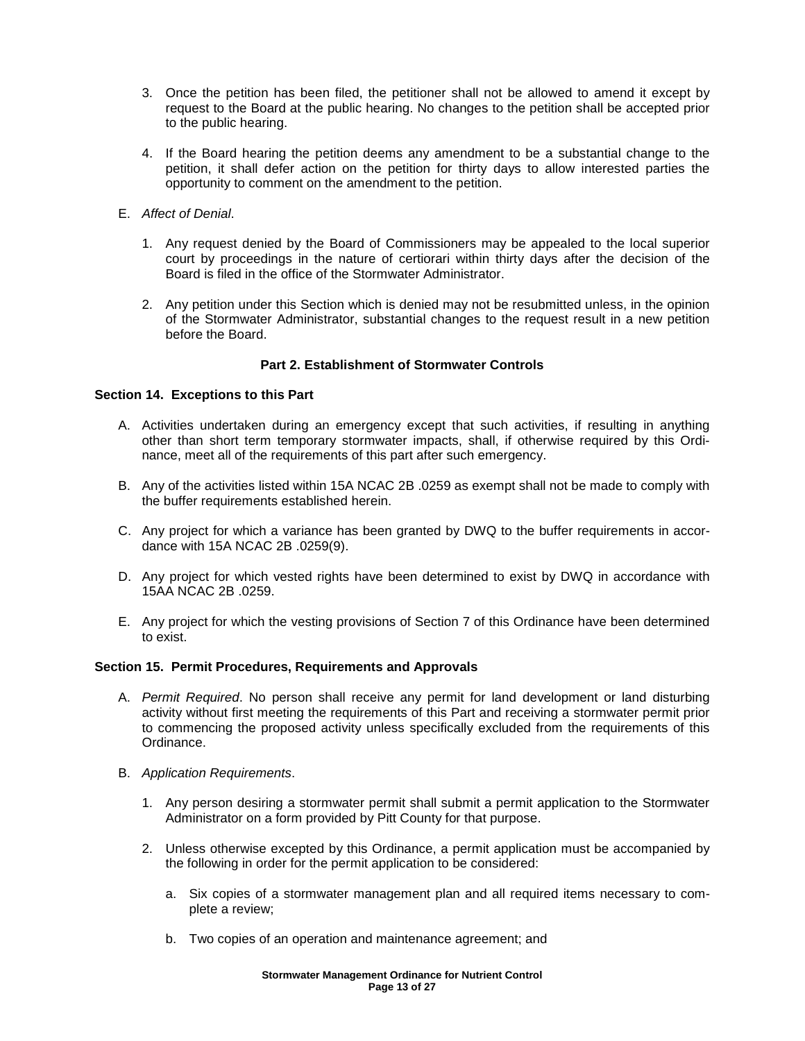3. Once the petition has been filed, the petitioner shall not be allowed to amend it except by request to the Board at the public hearing. No changes to the petition shall be accepted prior to the public hearing.

4. If the Board hearing the petition deems any amendment to be a substantial change to the petition, it shall defer action on the petition for thirty days to allow interested parties the opportunity to comment on the amendment to the petition.

E. *Affect of Denial*.

1. Any request denied by the Board of Commissioners may be appealed to the local superior court by proceedings in the nature of certiorari within thirty days after the decision of the Board is filed in the office of the Stormwater Administrator.

2. Any petition under this Section which is denied may not be resubmitted unless, in the opinion of the Stormwater Administrator, substantial changes to the request result in a new petition before the Board.

## Part 2. Establishment of Stormwater Controls

### Section 14. Exceptions to this Part

A. Activities undertaken during an emergency except that such activities, if resulting in anything other than short term temporary stormwater impacts, shall, if otherwise required by this Ordinance, meet all of the requirements of this part after such emergency.

B. Any of the activities listed within 15A NCAC 2B .0259 as exempt shall not be made to comply with the buffer requirements established herein.

C. Any project for which a variance has been granted by DWQ to the buffer requirements in accordance with 15A NCAC 2B .0259(9).

D. Any project for which vested rights have been determined to exist by DWQ in accordance with 15AA NCAC 2B .0259.

E. Any project for which the vesting provisions of Section 7 of this Ordinance have been determined to exist.

### Section 15. Permit Procedures, Requirements and Approvals

A. *Permit Required*. No person shall receive any permit for land development or land disturbing activity without first meeting the requirements of this Part and receiving a stormwater permit prior to commencing the proposed activity unless specifically excluded from the requirements of this Ordinance.

B. *Application Requirements*.

1. Any person desiring a stormwater permit shall submit a permit application to the Stormwater Administrator on a form provided by Pitt County for that purpose.

2. Unless otherwise excepted by this Ordinance, a permit application must be accompanied by the following in order for the permit application to be considered:

   a. Six copies of a stormwater management plan and all required items necessary to complete a review;

   b. Two copies of an operation and maintenance agreement; and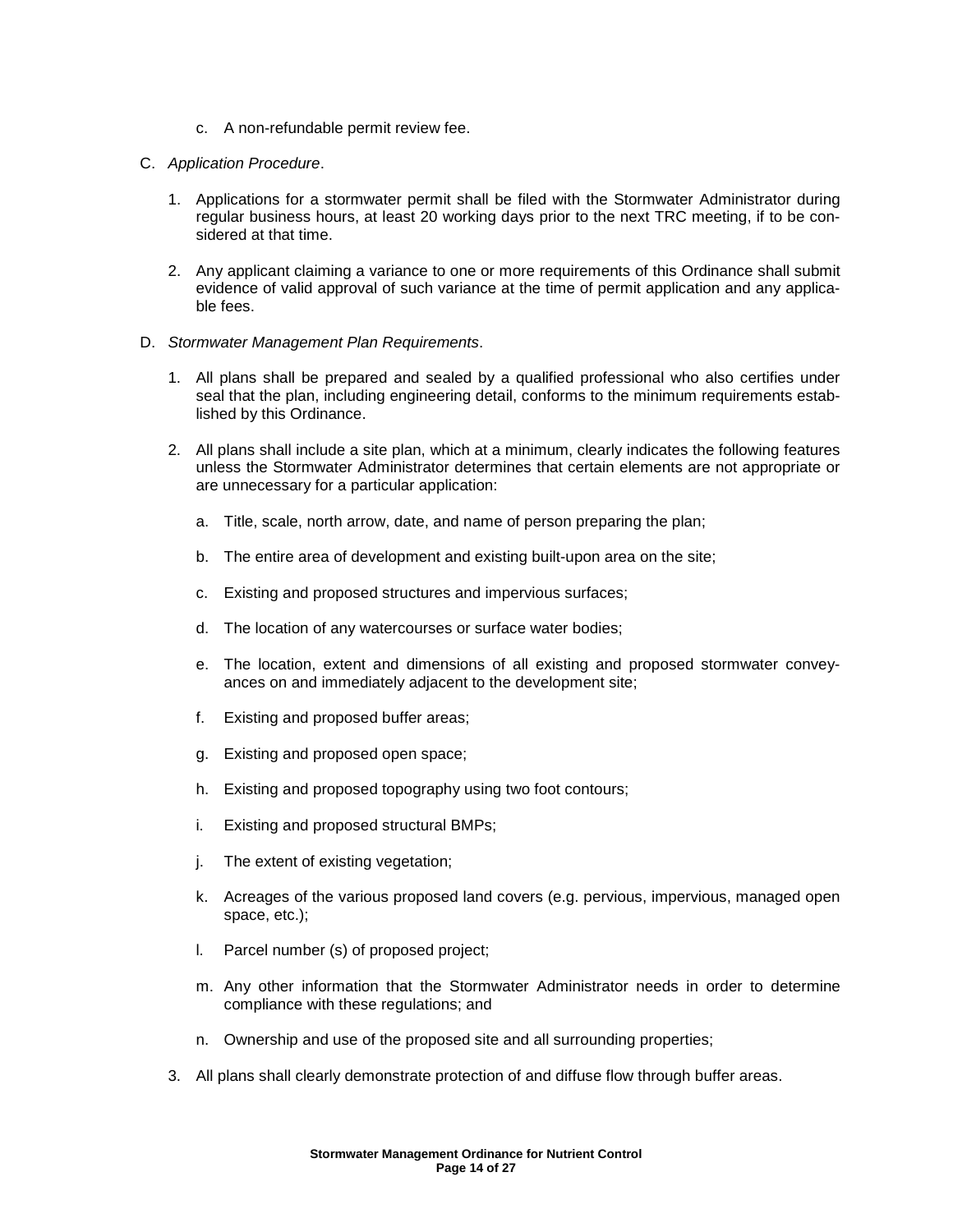c. A non-refundable permit review fee.

C. *Application Procedure*.

1. Applications for a stormwater permit shall be filed with the Stormwater Administrator during regular business hours, at least 20 working days prior to the next TRC meeting, if to be considered at that time.

2. Any applicant claiming a variance to one or more requirements of this Ordinance shall submit evidence of valid approval of such variance at the time of permit application and any applicable fees.

D. *Stormwater Management Plan Requirements*.

1. All plans shall be prepared and sealed by a qualified professional who also certifies under seal that the plan, including engineering detail, conforms to the minimum requirements established by this Ordinance.

2. All plans shall include a site plan, which at a minimum, clearly indicates the following features unless the Stormwater Administrator determines that certain elements are not appropriate or are unnecessary for a particular application:

   a. Title, scale, north arrow, date, and name of person preparing the plan;

   b. The entire area of development and existing built-upon area on the site;

   c. Existing and proposed structures and impervious surfaces;

   d. The location of any watercourses or surface water bodies;

   e. The location, extent and dimensions of all existing and proposed stormwater conveyances on and immediately adjacent to the development site;

   f. Existing and proposed buffer areas;

   g. Existing and proposed open space;

   h. Existing and proposed topography using two foot contours;

   i. Existing and proposed structural BMPs;

   j. The extent of existing vegetation;

   k. Acreages of the various proposed land covers (e.g. pervious, impervious, managed open space, etc.);

   l. Parcel number (s) of proposed project;

   m. Any other information that the Stormwater Administrator needs in order to determine compliance with these regulations; and

   n. Ownership and use of the proposed site and all surrounding properties;

3. All plans shall clearly demonstrate protection of and diffuse flow through buffer areas.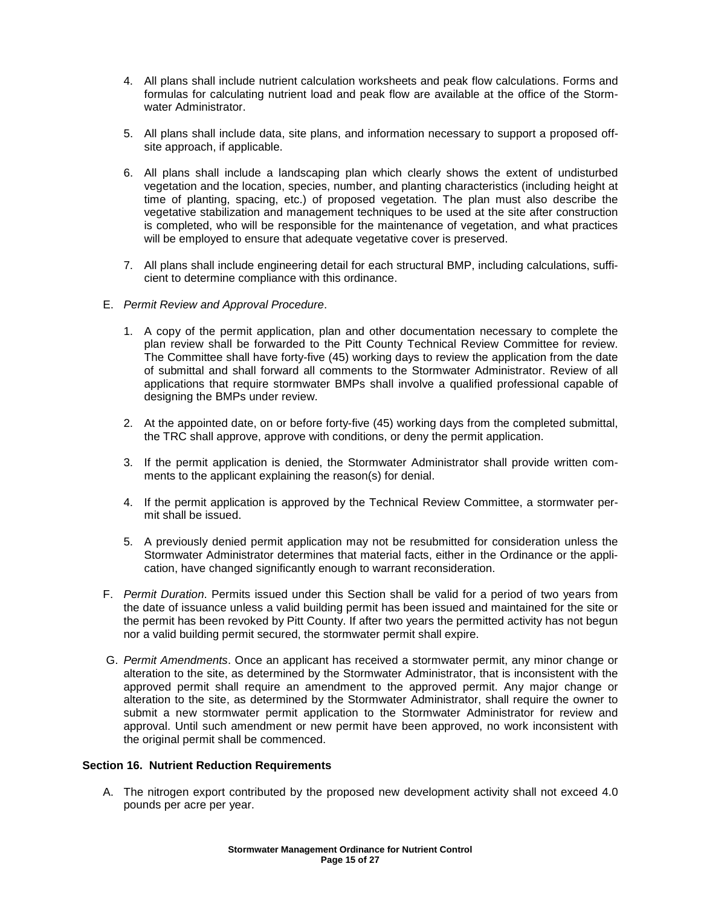4. All plans shall include nutrient calculation worksheets and peak flow calculations. Forms and formulas for calculating nutrient load and peak flow are available at the office of the Stormwater Administrator.

5. All plans shall include data, site plans, and information necessary to support a proposed off-site approach, if applicable.

6. All plans shall include a landscaping plan which clearly shows the extent of undisturbed vegetation and the location, species, number, and planting characteristics (including height at time of planting, spacing, etc.) of proposed vegetation. The plan must also describe the vegetative stabilization and management techniques to be used at the site after construction is completed, who will be responsible for the maintenance of vegetation, and what practices will be employed to ensure that adequate vegetative cover is preserved.

7. All plans shall include engineering detail for each structural BMP, including calculations, sufficient to determine compliance with this ordinance.

E. *Permit Review and Approval Procedure*.

1. A copy of the permit application, plan and other documentation necessary to complete the plan review shall be forwarded to the Pitt County Technical Review Committee for review. The Committee shall have forty-five (45) working days to review the application from the date of submittal and shall forward all comments to the Stormwater Administrator. Review of all applications that require stormwater BMPs shall involve a qualified professional capable of designing the BMPs under review.

2. At the appointed date, on or before forty-five (45) working days from the completed submittal, the TRC shall approve, approve with conditions, or deny the permit application.

3. If the permit application is denied, the Stormwater Administrator shall provide written comments to the applicant explaining the reason(s) for denial.

4. If the permit application is approved by the Technical Review Committee, a stormwater permit shall be issued.

5. A previously denied permit application may not be resubmitted for consideration unless the Stormwater Administrator determines that material facts, either in the Ordinance or the application, have changed significantly enough to warrant reconsideration.

F. *Permit Duration*. Permits issued under this Section shall be valid for a period of two years from the date of issuance unless a valid building permit has been issued and maintained for the site or the permit has been revoked by Pitt County. If after two years the permitted activity has not begun nor a valid building permit secured, the stormwater permit shall expire.

G. *Permit Amendments*. Once an applicant has received a stormwater permit, any minor change or alteration to the site, as determined by the Stormwater Administrator, that is inconsistent with the approved permit shall require an amendment to the approved permit. Any major change or alteration to the site, as determined by the Stormwater Administrator, shall require the owner to submit a new stormwater permit application to the Stormwater Administrator for review and approval. Until such amendment or new permit have been approved, no work inconsistent with the original permit shall be commenced.

## Section 16. Nutrient Reduction Requirements

A. The nitrogen export contributed by the proposed new development activity shall not exceed 4.0 pounds per acre per year.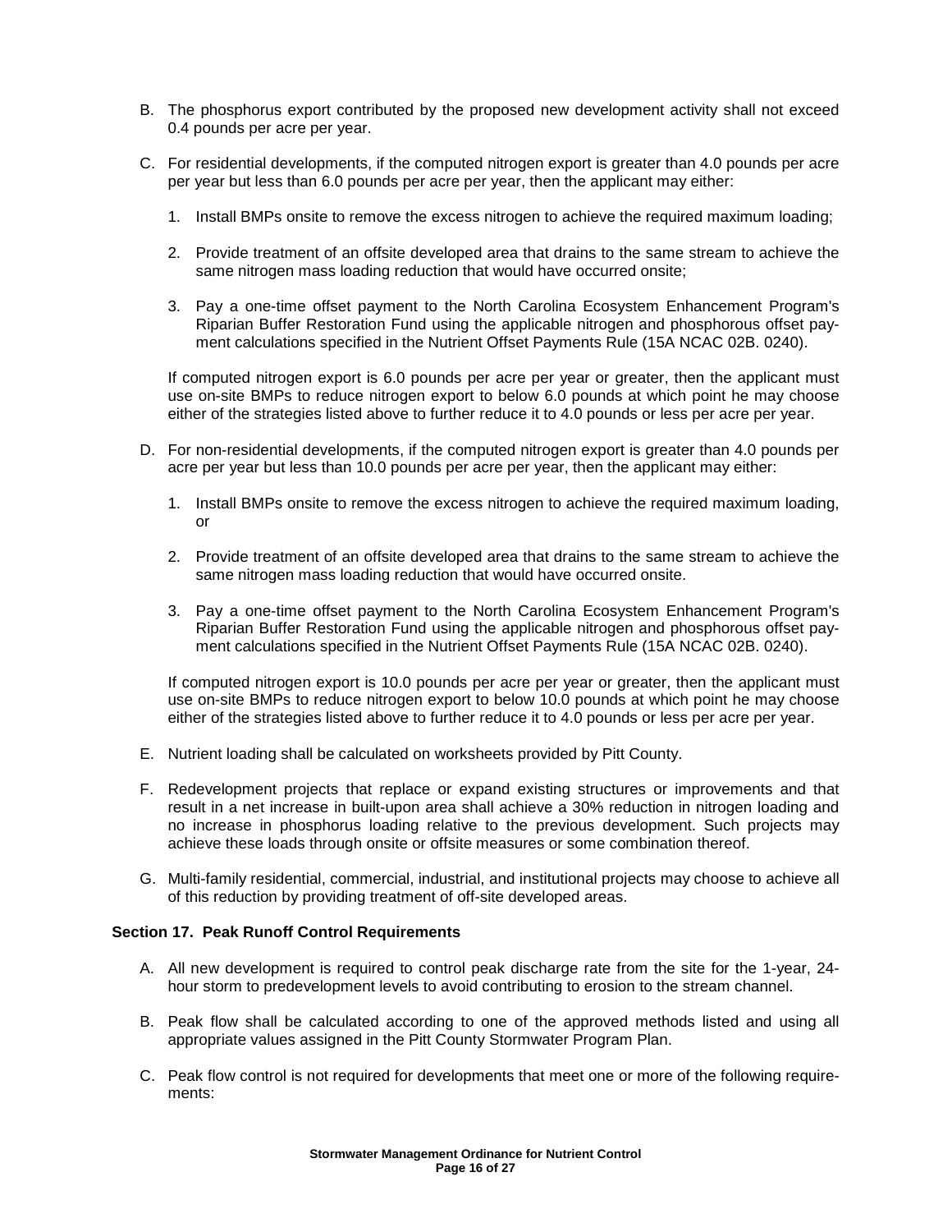B. The phosphorus export contributed by the proposed new development activity shall not exceed 0.4 pounds per acre per year.

C. For residential developments, if the computed nitrogen export is greater than 4.0 pounds per acre per year but less than 6.0 pounds per acre per year, then the applicant may either:

   1. Install BMPs onsite to remove the excess nitrogen to achieve the required maximum loading;

   2. Provide treatment of an offsite developed area that drains to the same stream to achieve the same nitrogen mass loading reduction that would have occurred onsite;

   3. Pay a one-time offset payment to the North Carolina Ecosystem Enhancement Program's Riparian Buffer Restoration Fund using the applicable nitrogen and phosphorous offset payment calculations specified in the Nutrient Offset Payments Rule (15A NCAC 02B. 0240).

   If computed nitrogen export is 6.0 pounds per acre per year or greater, then the applicant must use on-site BMPs to reduce nitrogen export to below 6.0 pounds at which point he may choose either of the strategies listed above to further reduce it to 4.0 pounds or less per acre per year.

D. For non-residential developments, if the computed nitrogen export is greater than 4.0 pounds per acre per year but less than 10.0 pounds per acre per year, then the applicant may either:

   1. Install BMPs onsite to remove the excess nitrogen to achieve the required maximum loading, or

   2. Provide treatment of an offsite developed area that drains to the same stream to achieve the same nitrogen mass loading reduction that would have occurred onsite.

   3. Pay a one-time offset payment to the North Carolina Ecosystem Enhancement Program's Riparian Buffer Restoration Fund using the applicable nitrogen and phosphorous offset payment calculations specified in the Nutrient Offset Payments Rule (15A NCAC 02B. 0240).

   If computed nitrogen export is 10.0 pounds per acre per year or greater, then the applicant must use on-site BMPs to reduce nitrogen export to below 10.0 pounds at which point he may choose either of the strategies listed above to further reduce it to 4.0 pounds or less per acre per year.

E. Nutrient loading shall be calculated on worksheets provided by Pitt County.

F. Redevelopment projects that replace or expand existing structures or improvements and that result in a net increase in built-upon area shall achieve a 30% reduction in nitrogen loading and no increase in phosphorus loading relative to the previous development. Such projects may achieve these loads through onsite or offsite measures or some combination thereof.

G. Multi-family residential, commercial, industrial, and institutional projects may choose to achieve all of this reduction by providing treatment of off-site developed areas.

### Section 17. Peak Runoff Control Requirements

A. All new development is required to control peak discharge rate from the site for the 1-year, 24-hour storm to predevelopment levels to avoid contributing to erosion to the stream channel.

B. Peak flow shall be calculated according to one of the approved methods listed and using all appropriate values assigned in the Pitt County Stormwater Program Plan.

C. Peak flow control is not required for developments that meet one or more of the following requirements: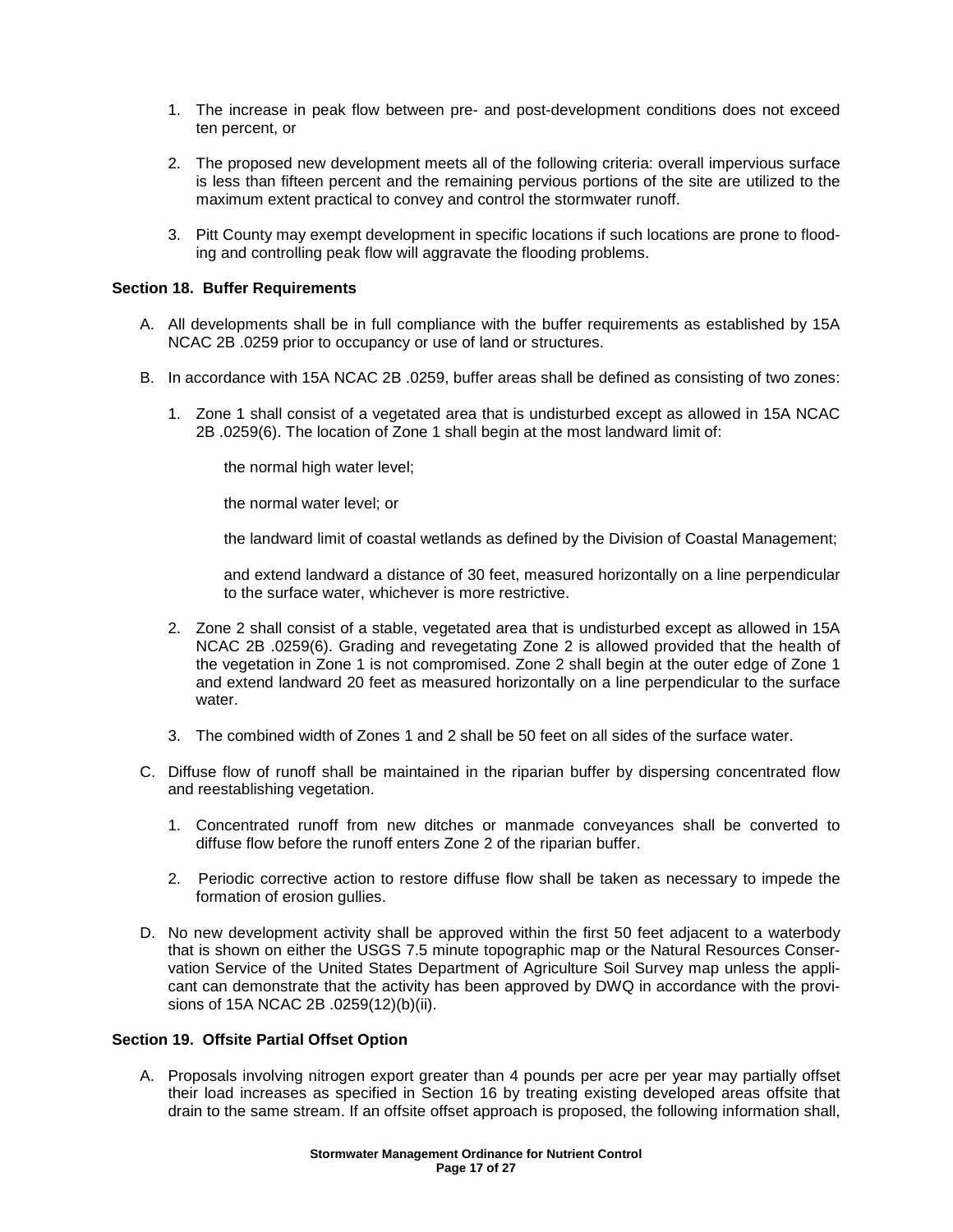1. The increase in peak flow between pre- and post-development conditions does not exceed ten percent, or

2. The proposed new development meets all of the following criteria: overall impervious surface is less than fifteen percent and the remaining pervious portions of the site are utilized to the maximum extent practical to convey and control the stormwater runoff.

3. Pitt County may exempt development in specific locations if such locations are prone to flooding and controlling peak flow will aggravate the flooding problems.

**Section 18. Buffer Requirements**

A. All developments shall be in full compliance with the buffer requirements as established by 15A NCAC 2B .0259 prior to occupancy or use of land or structures.

B. In accordance with 15A NCAC 2B .0259, buffer areas shall be defined as consisting of two zones:

   1. Zone 1 shall consist of a vegetated area that is undisturbed except as allowed in 15A NCAC 2B .0259(6). The location of Zone 1 shall begin at the most landward limit of:

      the normal high water level;

      the normal water level; or

      the landward limit of coastal wetlands as defined by the Division of Coastal Management;

      and extend landward a distance of 30 feet, measured horizontally on a line perpendicular to the surface water, whichever is more restrictive.

   2. Zone 2 shall consist of a stable, vegetated area that is undisturbed except as allowed in 15A NCAC 2B .0259(6). Grading and revegetating Zone 2 is allowed provided that the health of the vegetation in Zone 1 is not compromised. Zone 2 shall begin at the outer edge of Zone 1 and extend landward 20 feet as measured horizontally on a line perpendicular to the surface water.

   3. The combined width of Zones 1 and 2 shall be 50 feet on all sides of the surface water.

C. Diffuse flow of runoff shall be maintained in the riparian buffer by dispersing concentrated flow and reestablishing vegetation.

   1. Concentrated runoff from new ditches or manmade conveyances shall be converted to diffuse flow before the runoff enters Zone 2 of the riparian buffer.

   2. Periodic corrective action to restore diffuse flow shall be taken as necessary to impede the formation of erosion gullies.

D. No new development activity shall be approved within the first 50 feet adjacent to a waterbody that is shown on either the USGS 7.5 minute topographic map or the Natural Resources Conservation Service of the United States Department of Agriculture Soil Survey map unless the applicant can demonstrate that the activity has been approved by DWQ in accordance with the provisions of 15A NCAC 2B .0259(12)(b)(ii).

**Section 19. Offsite Partial Offset Option**

A. Proposals involving nitrogen export greater than 4 pounds per acre per year may partially offset their load increases as specified in Section 16 by treating existing developed areas offsite that drain to the same stream. If an offsite offset approach is proposed, the following information shall,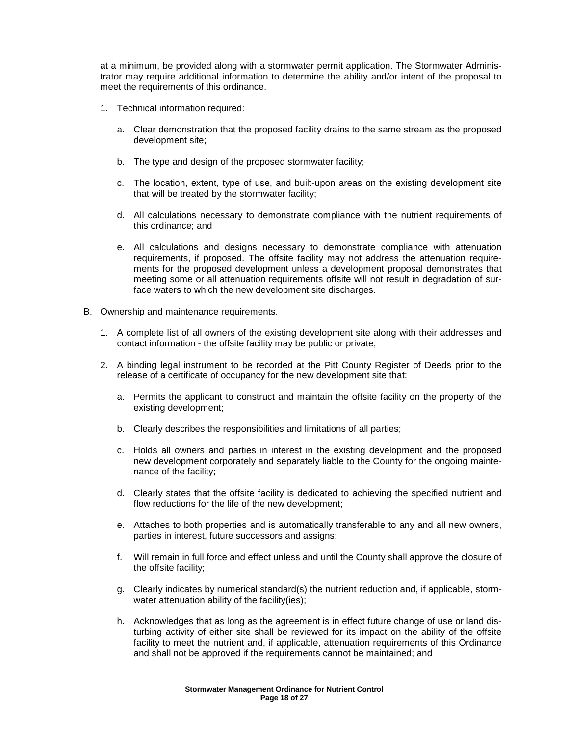at a minimum, be provided along with a stormwater permit application. The Stormwater Administrator may require additional information to determine the ability and/or intent of the proposal to meet the requirements of this ordinance.

1. Technical information required:

    a. Clear demonstration that the proposed facility drains to the same stream as the proposed development site;

    b. The type and design of the proposed stormwater facility;

    c. The location, extent, type of use, and built-upon areas on the existing development site that will be treated by the stormwater facility;

    d. All calculations necessary to demonstrate compliance with the nutrient requirements of this ordinance; and

    e. All calculations and designs necessary to demonstrate compliance with attenuation requirements, if proposed. The offsite facility may not address the attenuation requirements for the proposed development unless a development proposal demonstrates that meeting some or all attenuation requirements offsite will not result in degradation of surface waters to which the new development site discharges.

B. Ownership and maintenance requirements.

1. A complete list of all owners of the existing development site along with their addresses and contact information - the offsite facility may be public or private;

2. A binding legal instrument to be recorded at the Pitt County Register of Deeds prior to the release of a certificate of occupancy for the new development site that:

    a. Permits the applicant to construct and maintain the offsite facility on the property of the existing development;

    b. Clearly describes the responsibilities and limitations of all parties;

    c. Holds all owners and parties in interest in the existing development and the proposed new development corporately and separately liable to the County for the ongoing maintenance of the facility;

    d. Clearly states that the offsite facility is dedicated to achieving the specified nutrient and flow reductions for the life of the new development;

    e. Attaches to both properties and is automatically transferable to any and all new owners, parties in interest, future successors and assigns;

    f. Will remain in full force and effect unless and until the County shall approve the closure of the offsite facility;

    g. Clearly indicates by numerical standard(s) the nutrient reduction and, if applicable, stormwater attenuation ability of the facility(ies);

    h. Acknowledges that as long as the agreement is in effect future change of use or land disturbing activity of either site shall be reviewed for its impact on the ability of the offsite facility to meet the nutrient and, if applicable, attenuation requirements of this Ordinance and shall not be approved if the requirements cannot be maintained; and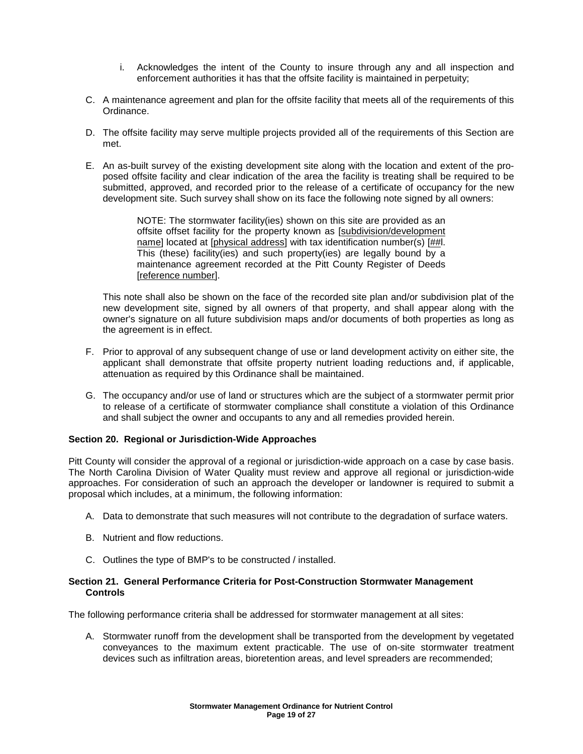i. Acknowledges the intent of the County to insure through any and all inspection and enforcement authorities it has that the offsite facility is maintained in perpetuity;

C. A maintenance agreement and plan for the offsite facility that meets all of the requirements of this Ordinance.

D. The offsite facility may serve multiple projects provided all of the requirements of this Section are met.

E. An as-built survey of the existing development site along with the location and extent of the proposed offsite facility and clear indication of the area the facility is treating shall be required to be submitted, approved, and recorded prior to the release of a certificate of occupancy for the new development site. Such survey shall show on its face the following note signed by all owners:

> NOTE: The stormwater facility(ies) shown on this site are provided as an offsite offset facility for the property known as [subdivision/development name] located at [physical address] with tax identification number(s) [##l. This (these) facility(ies) and such property(ies) are legally bound by a maintenance agreement recorded at the Pitt County Register of Deeds [reference number].

This note shall also be shown on the face of the recorded site plan and/or subdivision plat of the new development site, signed by all owners of that property, and shall appear along with the owner's signature on all future subdivision maps and/or documents of both properties as long as the agreement is in effect.

F. Prior to approval of any subsequent change of use or land development activity on either site, the applicant shall demonstrate that offsite property nutrient loading reductions and, if applicable, attenuation as required by this Ordinance shall be maintained.

G. The occupancy and/or use of land or structures which are the subject of a stormwater permit prior to release of a certificate of stormwater compliance shall constitute a violation of this Ordinance and shall subject the owner and occupants to any and all remedies provided herein.

### Section 20. Regional or Jurisdiction-Wide Approaches

Pitt County will consider the approval of a regional or jurisdiction-wide approach on a case by case basis. The North Carolina Division of Water Quality must review and approve all regional or jurisdiction-wide approaches. For consideration of such an approach the developer or landowner is required to submit a proposal which includes, at a minimum, the following information:

A. Data to demonstrate that such measures will not contribute to the degradation of surface waters.

B. Nutrient and flow reductions.

C. Outlines the type of BMP's to be constructed / installed.

### Section 21. General Performance Criteria for Post-Construction Stormwater Management Controls

The following performance criteria shall be addressed for stormwater management at all sites:

A. Stormwater runoff from the development shall be transported from the development by vegetated conveyances to the maximum extent practicable. The use of on-site stormwater treatment devices such as infiltration areas, bioretention areas, and level spreaders are recommended;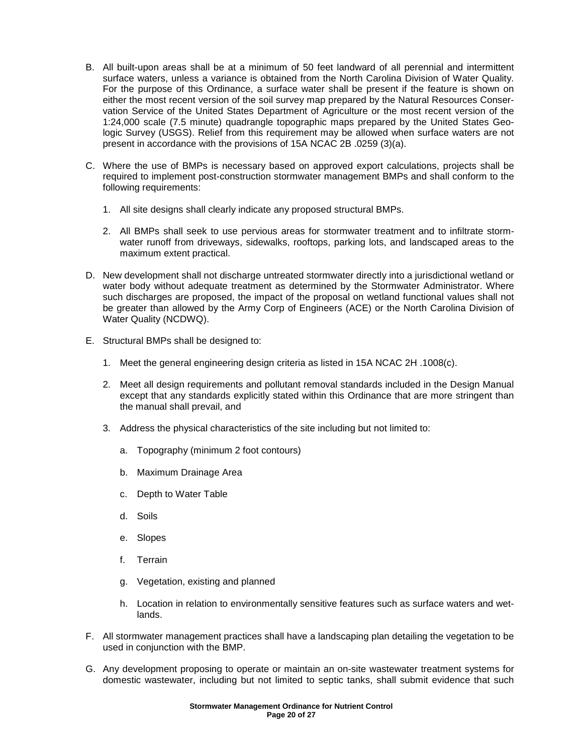B. All built-upon areas shall be at a minimum of 50 feet landward of all perennial and intermittent surface waters, unless a variance is obtained from the North Carolina Division of Water Quality. For the purpose of this Ordinance, a surface water shall be present if the feature is shown on either the most recent version of the soil survey map prepared by the Natural Resources Conservation Service of the United States Department of Agriculture or the most recent version of the 1:24,000 scale (7.5 minute) quadrangle topographic maps prepared by the United States Geologic Survey (USGS). Relief from this requirement may be allowed when surface waters are not present in accordance with the provisions of 15A NCAC 2B .0259 (3)(a).

C. Where the use of BMPs is necessary based on approved export calculations, projects shall be required to implement post-construction stormwater management BMPs and shall conform to the following requirements:

   1. All site designs shall clearly indicate any proposed structural BMPs.

   2. All BMPs shall seek to use pervious areas for stormwater treatment and to infiltrate stormwater runoff from driveways, sidewalks, rooftops, parking lots, and landscaped areas to the maximum extent practical.

D. New development shall not discharge untreated stormwater directly into a jurisdictional wetland or water body without adequate treatment as determined by the Stormwater Administrator. Where such discharges are proposed, the impact of the proposal on wetland functional values shall not be greater than allowed by the Army Corp of Engineers (ACE) or the North Carolina Division of Water Quality (NCDWQ).

E. Structural BMPs shall be designed to:

   1. Meet the general engineering design criteria as listed in 15A NCAC 2H .1008(c).

   2. Meet all design requirements and pollutant removal standards included in the Design Manual except that any standards explicitly stated within this Ordinance that are more stringent than the manual shall prevail, and

   3. Address the physical characteristics of the site including but not limited to:

      a. Topography (minimum 2 foot contours)

      b. Maximum Drainage Area

      c. Depth to Water Table

      d. Soils

      e. Slopes

      f. Terrain

      g. Vegetation, existing and planned

      h. Location in relation to environmentally sensitive features such as surface waters and wetlands.

F. All stormwater management practices shall have a landscaping plan detailing the vegetation to be used in conjunction with the BMP.

G. Any development proposing to operate or maintain an on-site wastewater treatment systems for domestic wastewater, including but not limited to septic tanks, shall submit evidence that such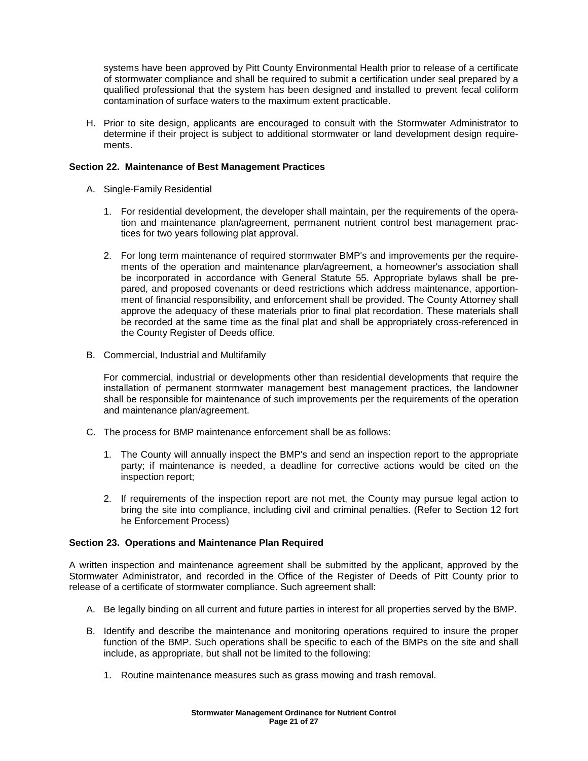systems have been approved by Pitt County Environmental Health prior to release of a certificate of stormwater compliance and shall be required to submit a certification under seal prepared by a qualified professional that the system has been designed and installed to prevent fecal coliform contamination of surface waters to the maximum extent practicable.

H. Prior to site design, applicants are encouraged to consult with the Stormwater Administrator to determine if their project is subject to additional stormwater or land development design requirements.

**Section 22. Maintenance of Best Management Practices**

A. Single-Family Residential

   1. For residential development, the developer shall maintain, per the requirements of the operation and maintenance plan/agreement, permanent nutrient control best management practices for two years following plat approval.

   2. For long term maintenance of required stormwater BMP's and improvements per the requirements of the operation and maintenance plan/agreement, a homeowner's association shall be incorporated in accordance with General Statute 55. Appropriate bylaws shall be prepared, and proposed covenants or deed restrictions which address maintenance, apportionment of financial responsibility, and enforcement shall be provided. The County Attorney shall approve the adequacy of these materials prior to final plat recordation. These materials shall be recorded at the same time as the final plat and shall be appropriately cross-referenced in the County Register of Deeds office.

B. Commercial, Industrial and Multifamily

   For commercial, industrial or developments other than residential developments that require the installation of permanent stormwater management best management practices, the landowner shall be responsible for maintenance of such improvements per the requirements of the operation and maintenance plan/agreement.

C. The process for BMP maintenance enforcement shall be as follows:

   1. The County will annually inspect the BMP's and send an inspection report to the appropriate party; if maintenance is needed, a deadline for corrective actions would be cited on the inspection report;

   2. If requirements of the inspection report are not met, the County may pursue legal action to bring the site into compliance, including civil and criminal penalties. (Refer to Section 12 fort he Enforcement Process)

**Section 23. Operations and Maintenance Plan Required**

A written inspection and maintenance agreement shall be submitted by the applicant, approved by the Stormwater Administrator, and recorded in the Office of the Register of Deeds of Pitt County prior to release of a certificate of stormwater compliance. Such agreement shall:

A. Be legally binding on all current and future parties in interest for all properties served by the BMP.

B. Identify and describe the maintenance and monitoring operations required to insure the proper function of the BMP. Such operations shall be specific to each of the BMPs on the site and shall include, as appropriate, but shall not be limited to the following:

   1. Routine maintenance measures such as grass mowing and trash removal.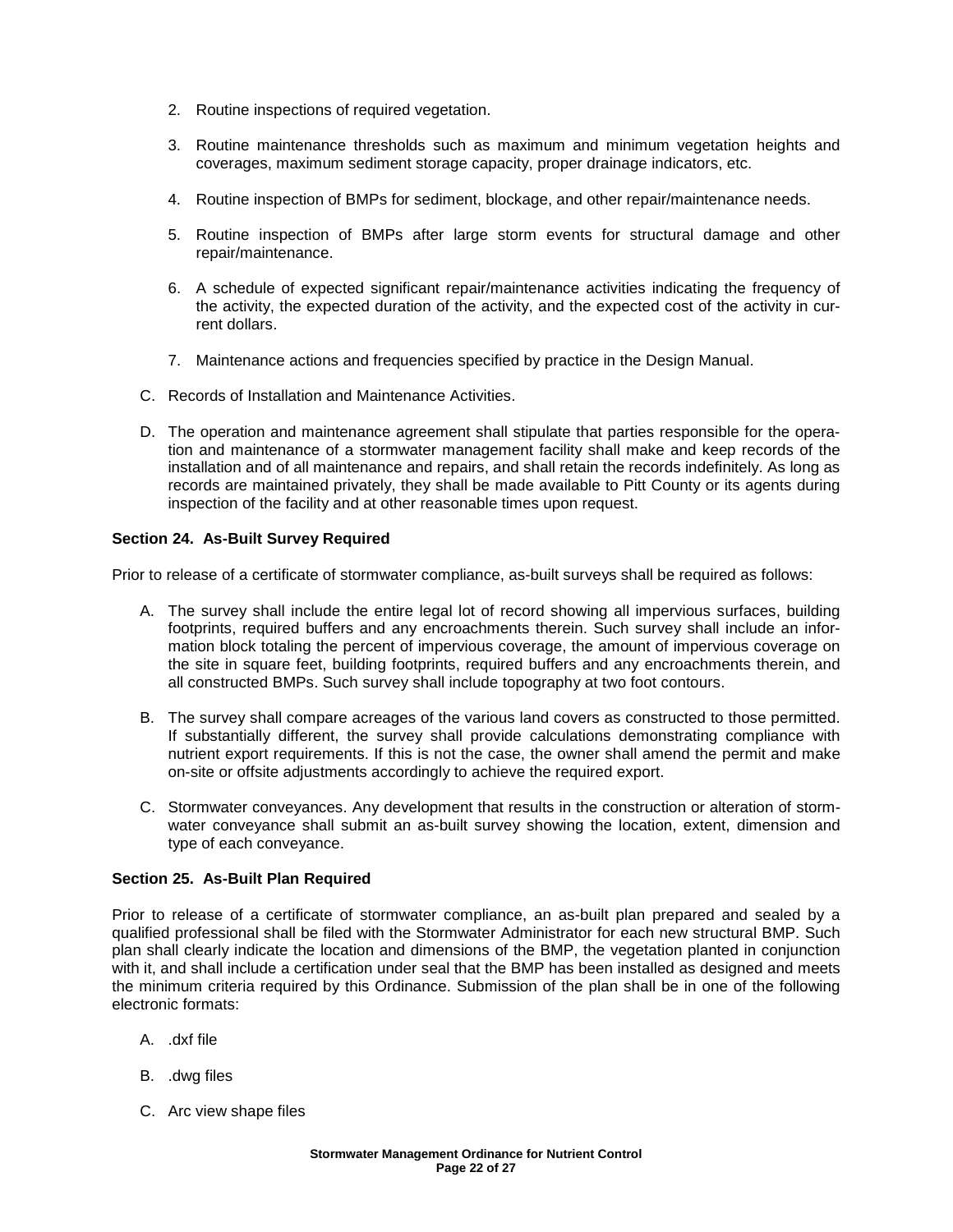2. Routine inspections of required vegetation.

3. Routine maintenance thresholds such as maximum and minimum vegetation heights and coverages, maximum sediment storage capacity, proper drainage indicators, etc.

4. Routine inspection of BMPs for sediment, blockage, and other repair/maintenance needs.

5. Routine inspection of BMPs after large storm events for structural damage and other repair/maintenance.

6. A schedule of expected significant repair/maintenance activities indicating the frequency of the activity, the expected duration of the activity, and the expected cost of the activity in current dollars.

7. Maintenance actions and frequencies specified by practice in the Design Manual.

C. Records of Installation and Maintenance Activities.

D. The operation and maintenance agreement shall stipulate that parties responsible for the operation and maintenance of a stormwater management facility shall make and keep records of the installation and of all maintenance and repairs, and shall retain the records indefinitely. As long as records are maintained privately, they shall be made available to Pitt County or its agents during inspection of the facility and at other reasonable times upon request.

**Section 24. As-Built Survey Required**

Prior to release of a certificate of stormwater compliance, as-built surveys shall be required as follows:

A. The survey shall include the entire legal lot of record showing all impervious surfaces, building footprints, required buffers and any encroachments therein. Such survey shall include an information block totaling the percent of impervious coverage, the amount of impervious coverage on the site in square feet, building footprints, required buffers and any encroachments therein, and all constructed BMPs. Such survey shall include topography at two foot contours.

B. The survey shall compare acreages of the various land covers as constructed to those permitted. If substantially different, the survey shall provide calculations demonstrating compliance with nutrient export requirements. If this is not the case, the owner shall amend the permit and make on-site or offsite adjustments accordingly to achieve the required export.

C. Stormwater conveyances. Any development that results in the construction or alteration of stormwater conveyance shall submit an as-built survey showing the location, extent, dimension and type of each conveyance.

**Section 25. As-Built Plan Required**

Prior to release of a certificate of stormwater compliance, an as-built plan prepared and sealed by a qualified professional shall be filed with the Stormwater Administrator for each new structural BMP. Such plan shall clearly indicate the location and dimensions of the BMP, the vegetation planted in conjunction with it, and shall include a certification under seal that the BMP has been installed as designed and meets the minimum criteria required by this Ordinance. Submission of the plan shall be in one of the following electronic formats:

A. .dxf file

B. .dwg files

C. Arc view shape files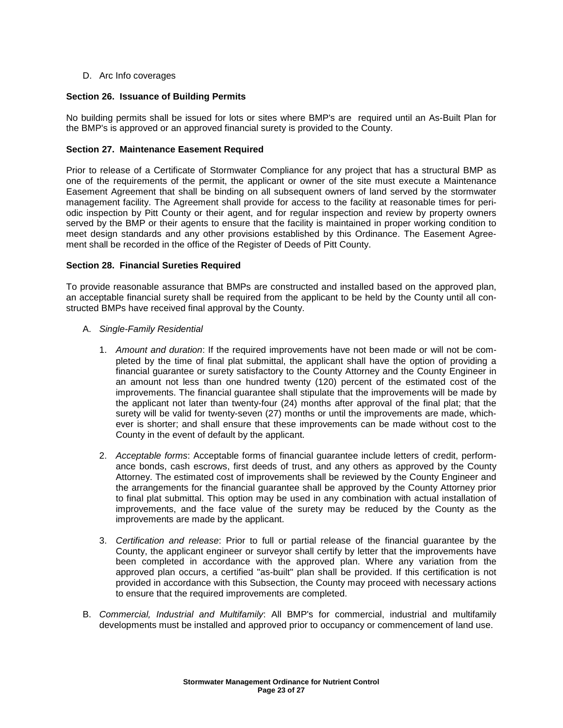D. Arc Info coverages

**Section 26. Issuance of Building Permits**

No building permits shall be issued for lots or sites where BMP's are required until an As-Built Plan for the BMP's is approved or an approved financial surety is provided to the County.

**Section 27. Maintenance Easement Required**

Prior to release of a Certificate of Stormwater Compliance for any project that has a structural BMP as one of the requirements of the permit, the applicant or owner of the site must execute a Maintenance Easement Agreement that shall be binding on all subsequent owners of land served by the stormwater management facility. The Agreement shall provide for access to the facility at reasonable times for periodic inspection by Pitt County or their agent, and for regular inspection and review by property owners served by the BMP or their agents to ensure that the facility is maintained in proper working condition to meet design standards and any other provisions established by this Ordinance. The Easement Agreement shall be recorded in the office of the Register of Deeds of Pitt County.

**Section 28. Financial Sureties Required**

To provide reasonable assurance that BMPs are constructed and installed based on the approved plan, an acceptable financial surety shall be required from the applicant to be held by the County until all constructed BMPs have received final approval by the County.

A. *Single-Family Residential*

1. *Amount and duration*: If the required improvements have not been made or will not be completed by the time of final plat submittal, the applicant shall have the option of providing a financial guarantee or surety satisfactory to the County Attorney and the County Engineer in an amount not less than one hundred twenty (120) percent of the estimated cost of the improvements. The financial guarantee shall stipulate that the improvements will be made by the applicant not later than twenty-four (24) months after approval of the final plat; that the surety will be valid for twenty-seven (27) months or until the improvements are made, whichever is shorter; and shall ensure that these improvements can be made without cost to the County in the event of default by the applicant.

2. *Acceptable forms*: Acceptable forms of financial guarantee include letters of credit, performance bonds, cash escrows, first deeds of trust, and any others as approved by the County Attorney. The estimated cost of improvements shall be reviewed by the County Engineer and the arrangements for the financial guarantee shall be approved by the County Attorney prior to final plat submittal. This option may be used in any combination with actual installation of improvements, and the face value of the surety may be reduced by the County as the improvements are made by the applicant.

3. *Certification and release*: Prior to full or partial release of the financial guarantee by the County, the applicant engineer or surveyor shall certify by letter that the improvements have been completed in accordance with the approved plan. Where any variation from the approved plan occurs, a certified "as-built" plan shall be provided. If this certification is not provided in accordance with this Subsection, the County may proceed with necessary actions to ensure that the required improvements are completed.

B. *Commercial, Industrial and Multifamily*: All BMP's for commercial, industrial and multifamily developments must be installed and approved prior to occupancy or commencement of land use.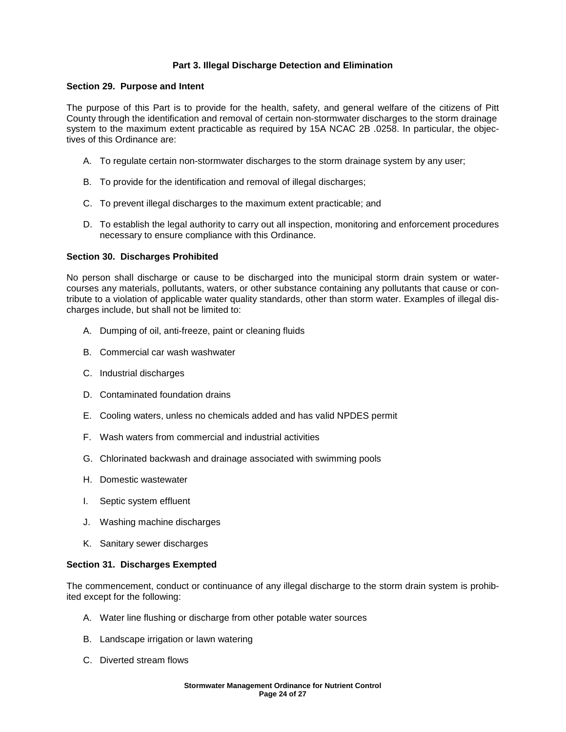## Part 3. Illegal Discharge Detection and Elimination

### Section 29. Purpose and Intent

The purpose of this Part is to provide for the health, safety, and general welfare of the citizens of Pitt County through the identification and removal of certain non-stormwater discharges to the storm drainage system to the maximum extent practicable as required by 15A NCAC 2B .0258. In particular, the objectives of this Ordinance are:

A. To regulate certain non-stormwater discharges to the storm drainage system by any user;

B. To provide for the identification and removal of illegal discharges;

C. To prevent illegal discharges to the maximum extent practicable; and

D. To establish the legal authority to carry out all inspection, monitoring and enforcement procedures necessary to ensure compliance with this Ordinance.

### Section 30. Discharges Prohibited

No person shall discharge or cause to be discharged into the municipal storm drain system or watercourses any materials, pollutants, waters, or other substance containing any pollutants that cause or contribute to a violation of applicable water quality standards, other than storm water. Examples of illegal discharges include, but shall not be limited to:

A. Dumping of oil, anti-freeze, paint or cleaning fluids

B. Commercial car wash washwater

C. Industrial discharges

D. Contaminated foundation drains

E. Cooling waters, unless no chemicals added and has valid NPDES permit

F. Wash waters from commercial and industrial activities

G. Chlorinated backwash and drainage associated with swimming pools

H. Domestic wastewater

I. Septic system effluent

J. Washing machine discharges

K. Sanitary sewer discharges

### Section 31. Discharges Exempted

The commencement, conduct or continuance of any illegal discharge to the storm drain system is prohibited except for the following:

A. Water line flushing or discharge from other potable water sources

B. Landscape irrigation or lawn watering

C. Diverted stream flows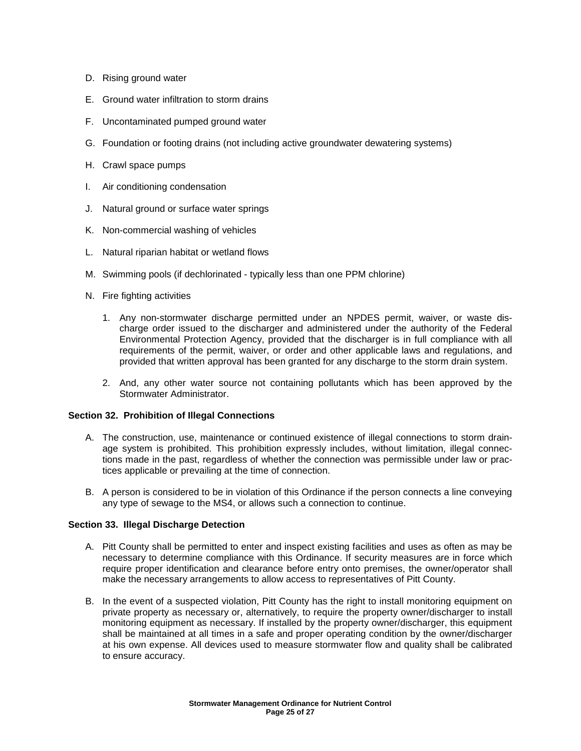D. Rising ground water

E. Ground water infiltration to storm drains

F. Uncontaminated pumped ground water

G. Foundation or footing drains (not including active groundwater dewatering systems)

H. Crawl space pumps

I. Air conditioning condensation

J. Natural ground or surface water springs

K. Non-commercial washing of vehicles

L. Natural riparian habitat or wetland flows

M. Swimming pools (if dechlorinated - typically less than one PPM chlorine)

N. Fire fighting activities

   1. Any non-stormwater discharge permitted under an NPDES permit, waiver, or waste discharge order issued to the discharger and administered under the authority of the Federal Environmental Protection Agency, provided that the discharger is in full compliance with all requirements of the permit, waiver, or order and other applicable laws and regulations, and provided that written approval has been granted for any discharge to the storm drain system.

   2. And, any other water source not containing pollutants which has been approved by the Stormwater Administrator.

**Section 32. Prohibition of Illegal Connections**

A. The construction, use, maintenance or continued existence of illegal connections to storm drainage system is prohibited. This prohibition expressly includes, without limitation, illegal connections made in the past, regardless of whether the connection was permissible under law or practices applicable or prevailing at the time of connection.

B. A person is considered to be in violation of this Ordinance if the person connects a line conveying any type of sewage to the MS4, or allows such a connection to continue.

**Section 33. Illegal Discharge Detection**

A. Pitt County shall be permitted to enter and inspect existing facilities and uses as often as may be necessary to determine compliance with this Ordinance. If security measures are in force which require proper identification and clearance before entry onto premises, the owner/operator shall make the necessary arrangements to allow access to representatives of Pitt County.

B. In the event of a suspected violation, Pitt County has the right to install monitoring equipment on private property as necessary or, alternatively, to require the property owner/discharger to install monitoring equipment as necessary. If installed by the property owner/discharger, this equipment shall be maintained at all times in a safe and proper operating condition by the owner/discharger at his own expense. All devices used to measure stormwater flow and quality shall be calibrated to ensure accuracy.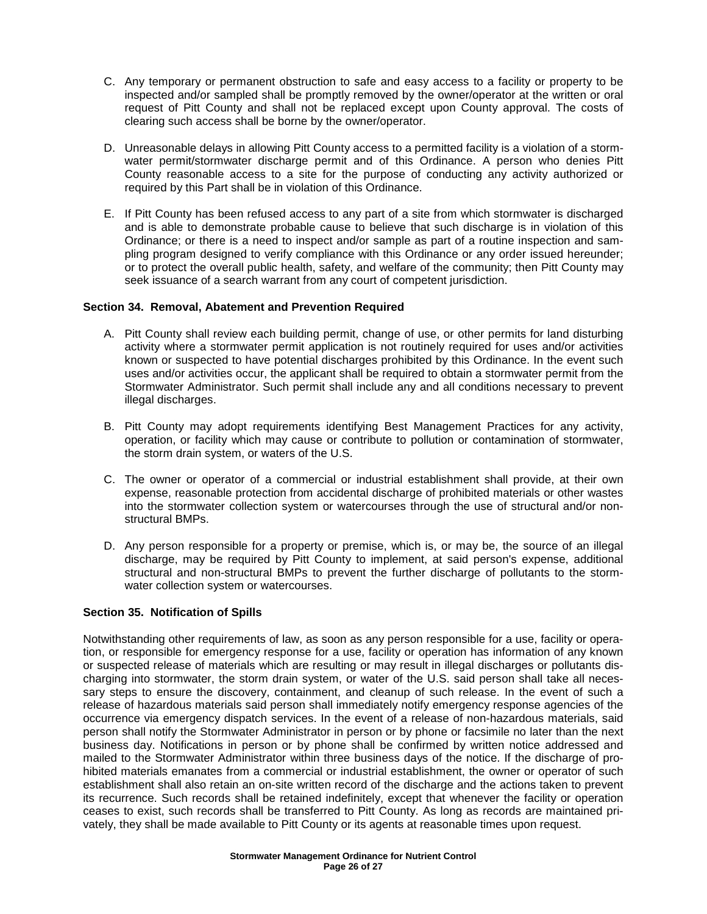C. Any temporary or permanent obstruction to safe and easy access to a facility or property to be inspected and/or sampled shall be promptly removed by the owner/operator at the written or oral request of Pitt County and shall not be replaced except upon County approval. The costs of clearing such access shall be borne by the owner/operator.

D. Unreasonable delays in allowing Pitt County access to a permitted facility is a violation of a stormwater permit/stormwater discharge permit and of this Ordinance. A person who denies Pitt County reasonable access to a site for the purpose of conducting any activity authorized or required by this Part shall be in violation of this Ordinance.

E. If Pitt County has been refused access to any part of a site from which stormwater is discharged and is able to demonstrate probable cause to believe that such discharge is in violation of this Ordinance; or there is a need to inspect and/or sample as part of a routine inspection and sampling program designed to verify compliance with this Ordinance or any order issued hereunder; or to protect the overall public health, safety, and welfare of the community; then Pitt County may seek issuance of a search warrant from any court of competent jurisdiction.

**Section 34. Removal, Abatement and Prevention Required**

A. Pitt County shall review each building permit, change of use, or other permits for land disturbing activity where a stormwater permit application is not routinely required for uses and/or activities known or suspected to have potential discharges prohibited by this Ordinance. In the event such uses and/or activities occur, the applicant shall be required to obtain a stormwater permit from the Stormwater Administrator. Such permit shall include any and all conditions necessary to prevent illegal discharges.

B. Pitt County may adopt requirements identifying Best Management Practices for any activity, operation, or facility which may cause or contribute to pollution or contamination of stormwater, the storm drain system, or waters of the U.S.

C. The owner or operator of a commercial or industrial establishment shall provide, at their own expense, reasonable protection from accidental discharge of prohibited materials or other wastes into the stormwater collection system or watercourses through the use of structural and/or non-structural BMPs.

D. Any person responsible for a property or premise, which is, or may be, the source of an illegal discharge, may be required by Pitt County to implement, at said person's expense, additional structural and non-structural BMPs to prevent the further discharge of pollutants to the stormwater collection system or watercourses.

**Section 35. Notification of Spills**

Notwithstanding other requirements of law, as soon as any person responsible for a use, facility or operation, or responsible for emergency response for a use, facility or operation has information of any known or suspected release of materials which are resulting or may result in illegal discharges or pollutants discharging into stormwater, the storm drain system, or water of the U.S. said person shall take all necessary steps to ensure the discovery, containment, and cleanup of such release. In the event of such a release of hazardous materials said person shall immediately notify emergency response agencies of the occurrence via emergency dispatch services. In the event of a release of non-hazardous materials, said person shall notify the Stormwater Administrator in person or by phone or facsimile no later than the next business day. Notifications in person or by phone shall be confirmed by written notice addressed and mailed to the Stormwater Administrator within three business days of the notice. If the discharge of prohibited materials emanates from a commercial or industrial establishment, the owner or operator of such establishment shall also retain an on-site written record of the discharge and the actions taken to prevent its recurrence. Such records shall be retained indefinitely, except that whenever the facility or operation ceases to exist, such records shall be transferred to Pitt County. As long as records are maintained privately, they shall be made available to Pitt County or its agents at reasonable times upon request.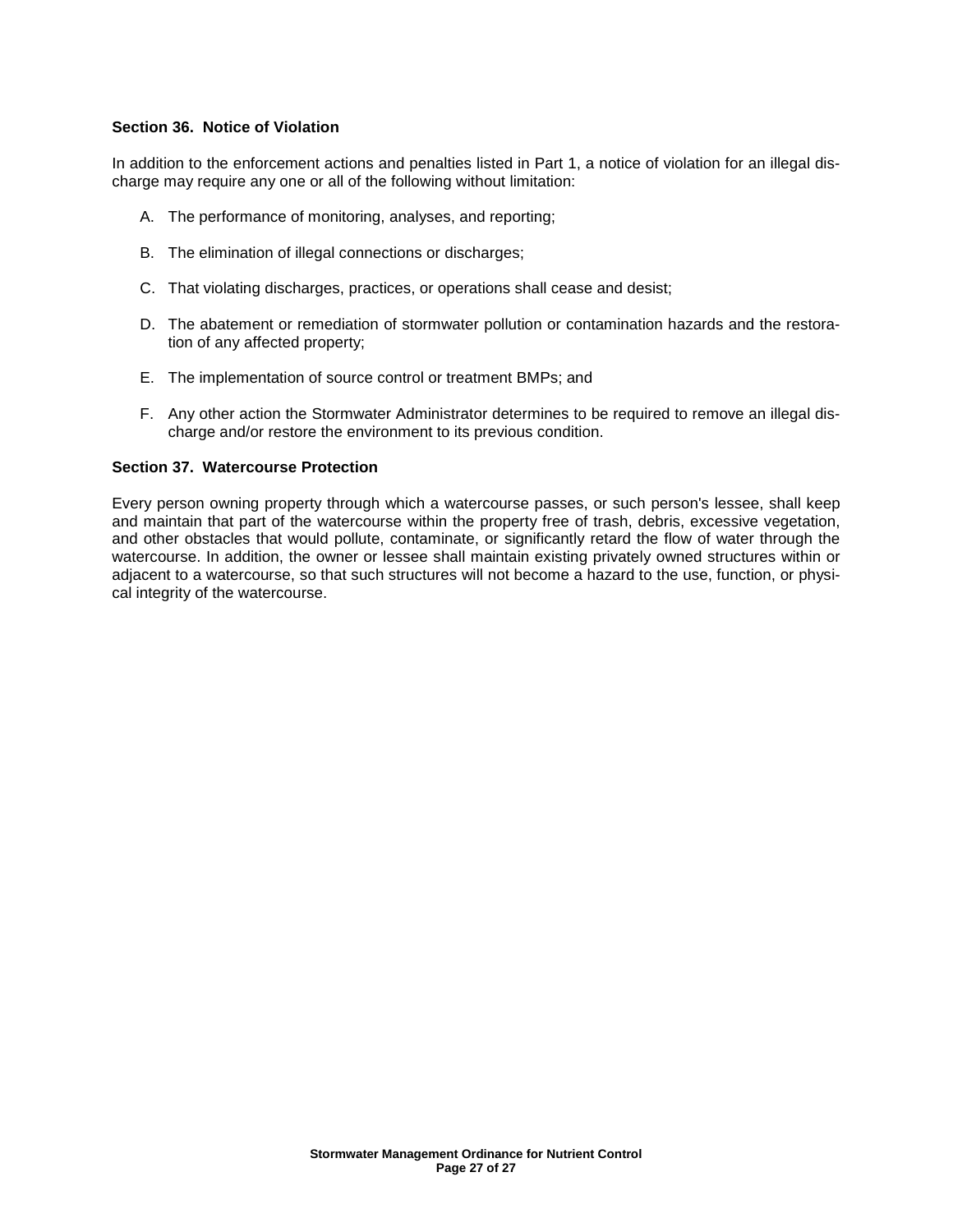**Section 36. Notice of Violation**

In addition to the enforcement actions and penalties listed in Part 1, a notice of violation for an illegal discharge may require any one or all of the following without limitation:

A. The performance of monitoring, analyses, and reporting;

B. The elimination of illegal connections or discharges;

C. That violating discharges, practices, or operations shall cease and desist;

D. The abatement or remediation of stormwater pollution or contamination hazards and the restoration of any affected property;

E. The implementation of source control or treatment BMPs; and

F. Any other action the Stormwater Administrator determines to be required to remove an illegal discharge and/or restore the environment to its previous condition.

**Section 37. Watercourse Protection**

Every person owning property through which a watercourse passes, or such person's lessee, shall keep and maintain that part of the watercourse within the property free of trash, debris, excessive vegetation, and other obstacles that would pollute, contaminate, or significantly retard the flow of water through the watercourse. In addition, the owner or lessee shall maintain existing privately owned structures within or adjacent to a watercourse, so that such structures will not become a hazard to the use, function, or physical integrity of the watercourse.